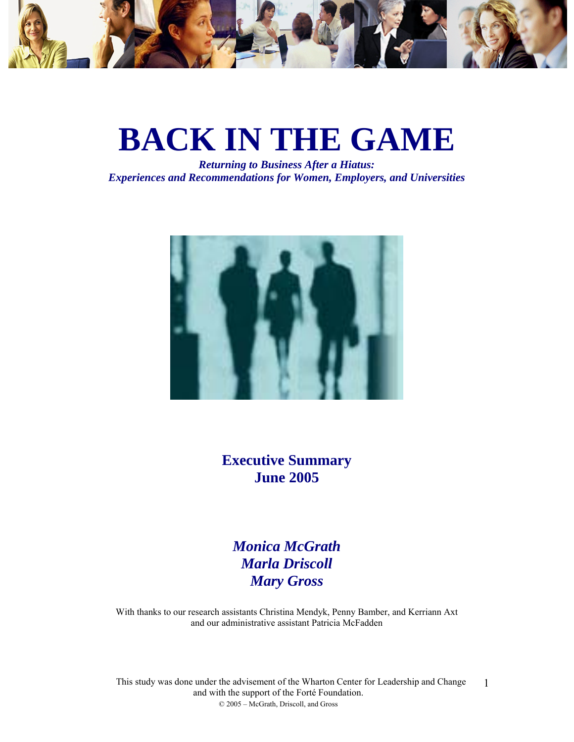# BACK IN THE GAME

***Returning to Business After a Hiatus:***
***Experiences and Recommendations for Women, Employers, and Universities***

**Executive Summary**
**June 2005**

***Monica McGrath***
***Marla Driscoll***
***Mary Gross***

With thanks to our research assistants Christina Mendyk, Penny Bamber, and Kerriann Axt and our administrative assistant Patricia McFadden

This study was done under the advisement of the Wharton Center for Leadership and Change and with the support of the Forté Foundation.

© 2005 – McGrath, Driscoll, and Gross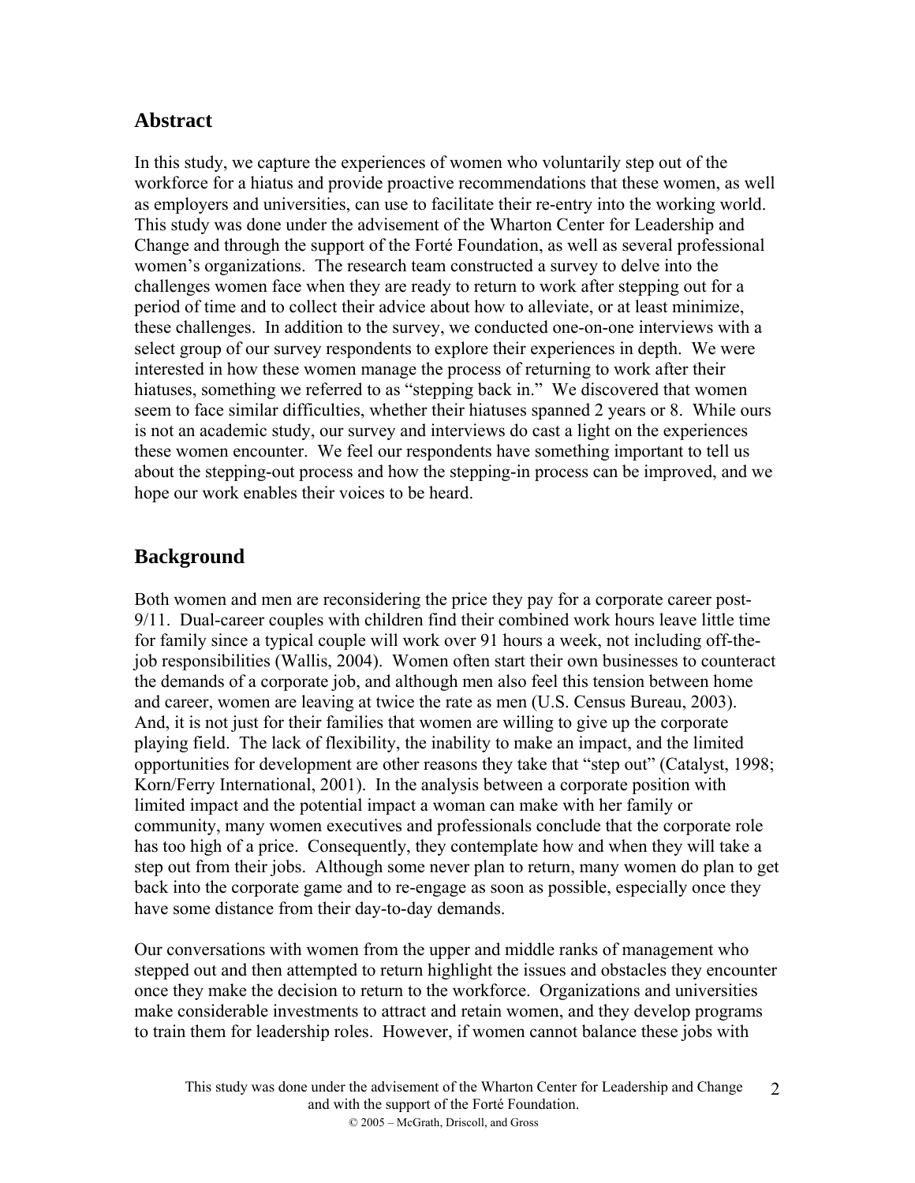## Abstract

In this study, we capture the experiences of women who voluntarily step out of the workforce for a hiatus and provide proactive recommendations that these women, as well as employers and universities, can use to facilitate their re-entry into the working world. This study was done under the advisement of the Wharton Center for Leadership and Change and through the support of the Forté Foundation, as well as several professional women's organizations. The research team constructed a survey to delve into the challenges women face when they are ready to return to work after stepping out for a period of time and to collect their advice about how to alleviate, or at least minimize, these challenges. In addition to the survey, we conducted one-on-one interviews with a select group of our survey respondents to explore their experiences in depth. We were interested in how these women manage the process of returning to work after their hiatuses, something we referred to as "stepping back in." We discovered that women seem to face similar difficulties, whether their hiatuses spanned 2 years or 8. While ours is not an academic study, our survey and interviews do cast a light on the experiences these women encounter. We feel our respondents have something important to tell us about the stepping-out process and how the stepping-in process can be improved, and we hope our work enables their voices to be heard.

## Background

Both women and men are reconsidering the price they pay for a corporate career post-9/11. Dual-career couples with children find their combined work hours leave little time for family since a typical couple will work over 91 hours a week, not including off-the-job responsibilities (Wallis, 2004). Women often start their own businesses to counteract the demands of a corporate job, and although men also feel this tension between home and career, women are leaving at twice the rate as men (U.S. Census Bureau, 2003). And, it is not just for their families that women are willing to give up the corporate playing field. The lack of flexibility, the inability to make an impact, and the limited opportunities for development are other reasons they take that "step out" (Catalyst, 1998; Korn/Ferry International, 2001). In the analysis between a corporate position with limited impact and the potential impact a woman can make with her family or community, many women executives and professionals conclude that the corporate role has too high of a price. Consequently, they contemplate how and when they will take a step out from their jobs. Although some never plan to return, many women do plan to get back into the corporate game and to re-engage as soon as possible, especially once they have some distance from their day-to-day demands.

Our conversations with women from the upper and middle ranks of management who stepped out and then attempted to return highlight the issues and obstacles they encounter once they make the decision to return to the workforce. Organizations and universities make considerable investments to attract and retain women, and they develop programs to train them for leadership roles. However, if women cannot balance these jobs with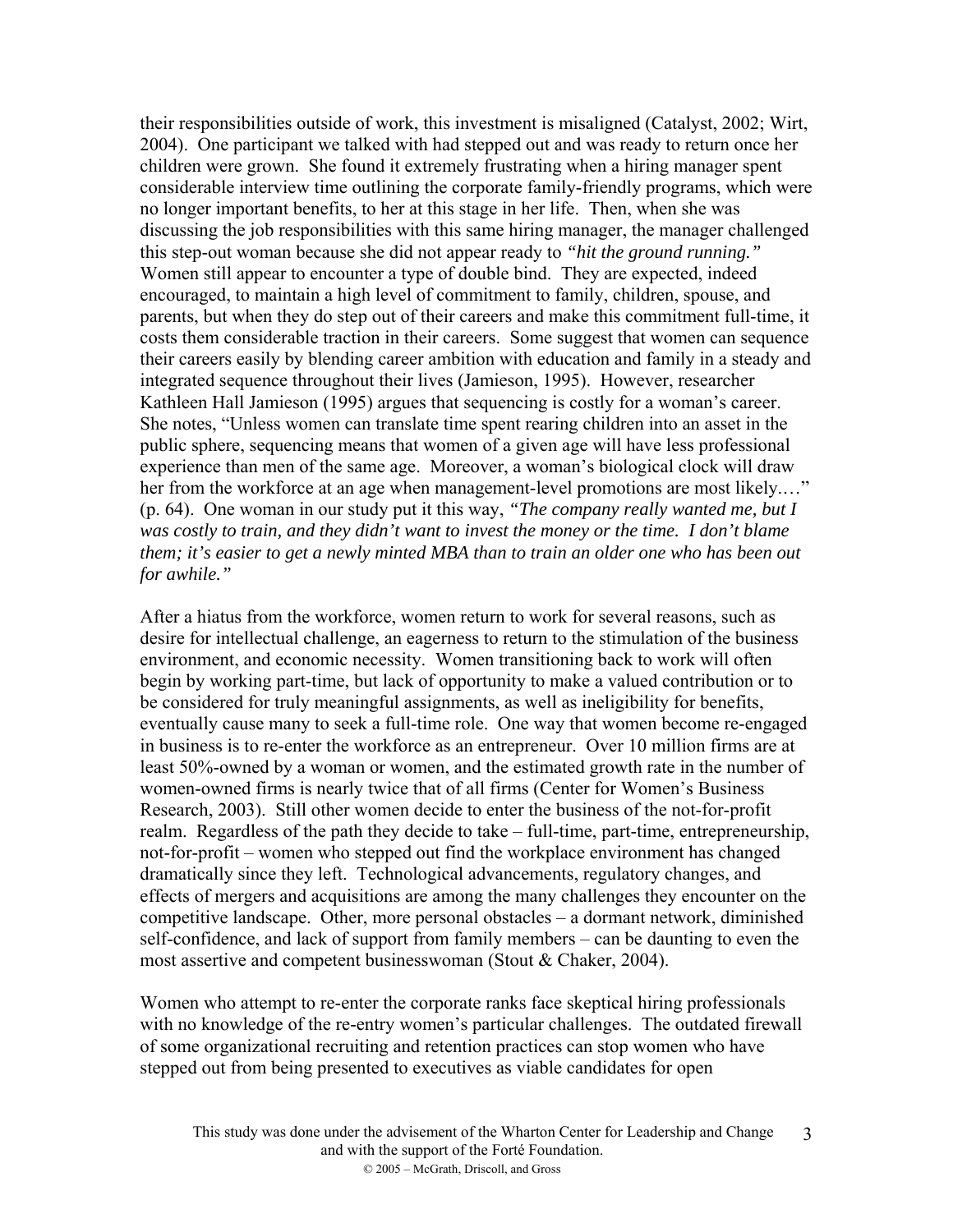their responsibilities outside of work, this investment is misaligned (Catalyst, 2002; Wirt, 2004). One participant we talked with had stepped out and was ready to return once her children were grown. She found it extremely frustrating when a hiring manager spent considerable interview time outlining the corporate family-friendly programs, which were no longer important benefits, to her at this stage in her life. Then, when she was discussing the job responsibilities with this same hiring manager, the manager challenged this step-out woman because she did not appear ready to *"hit the ground running."* Women still appear to encounter a type of double bind. They are expected, indeed encouraged, to maintain a high level of commitment to family, children, spouse, and parents, but when they do step out of their careers and make this commitment full-time, it costs them considerable traction in their careers. Some suggest that women can sequence their careers easily by blending career ambition with education and family in a steady and integrated sequence throughout their lives (Jamieson, 1995). However, researcher Kathleen Hall Jamieson (1995) argues that sequencing is costly for a woman's career. She notes, "Unless women can translate time spent rearing children into an asset in the public sphere, sequencing means that women of a given age will have less professional experience than men of the same age. Moreover, a woman's biological clock will draw her from the workforce at an age when management-level promotions are most likely.…" (p. 64). One woman in our study put it this way, *"The company really wanted me, but I was costly to train, and they didn't want to invest the money or the time. I don't blame them; it's easier to get a newly minted MBA than to train an older one who has been out for awhile."*

After a hiatus from the workforce, women return to work for several reasons, such as desire for intellectual challenge, an eagerness to return to the stimulation of the business environment, and economic necessity. Women transitioning back to work will often begin by working part-time, but lack of opportunity to make a valued contribution or to be considered for truly meaningful assignments, as well as ineligibility for benefits, eventually cause many to seek a full-time role. One way that women become re-engaged in business is to re-enter the workforce as an entrepreneur. Over 10 million firms are at least 50%-owned by a woman or women, and the estimated growth rate in the number of women-owned firms is nearly twice that of all firms (Center for Women's Business Research, 2003). Still other women decide to enter the business of the not-for-profit realm. Regardless of the path they decide to take – full-time, part-time, entrepreneurship, not-for-profit – women who stepped out find the workplace environment has changed dramatically since they left. Technological advancements, regulatory changes, and effects of mergers and acquisitions are among the many challenges they encounter on the competitive landscape. Other, more personal obstacles – a dormant network, diminished self-confidence, and lack of support from family members – can be daunting to even the most assertive and competent businesswoman (Stout & Chaker, 2004).

Women who attempt to re-enter the corporate ranks face skeptical hiring professionals with no knowledge of the re-entry women's particular challenges. The outdated firewall of some organizational recruiting and retention practices can stop women who have stepped out from being presented to executives as viable candidates for open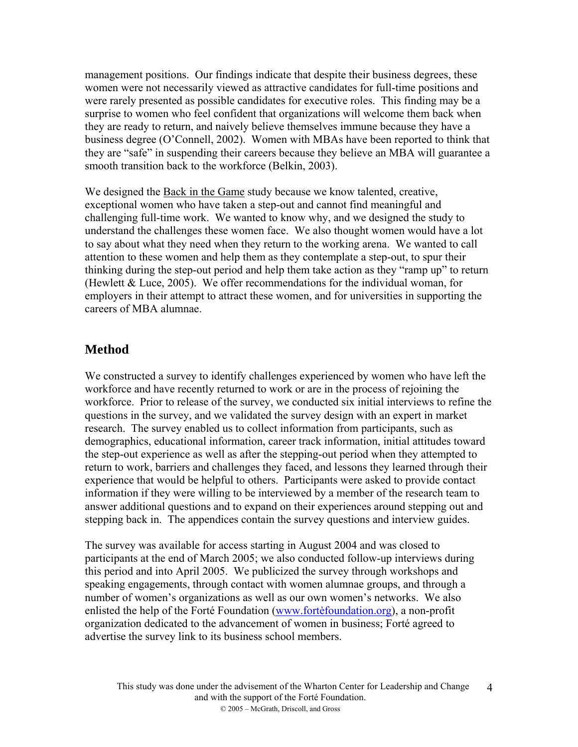management positions. Our findings indicate that despite their business degrees, these women were not necessarily viewed as attractive candidates for full-time positions and were rarely presented as possible candidates for executive roles. This finding may be a surprise to women who feel confident that organizations will welcome them back when they are ready to return, and naively believe themselves immune because they have a business degree (O'Connell, 2002). Women with MBAs have been reported to think that they are "safe" in suspending their careers because they believe an MBA will guarantee a smooth transition back to the workforce (Belkin, 2003).

We designed the Back in the Game study because we know talented, creative, exceptional women who have taken a step-out and cannot find meaningful and challenging full-time work. We wanted to know why, and we designed the study to understand the challenges these women face. We also thought women would have a lot to say about what they need when they return to the working arena. We wanted to call attention to these women and help them as they contemplate a step-out, to spur their thinking during the step-out period and help them take action as they "ramp up" to return (Hewlett & Luce, 2005). We offer recommendations for the individual woman, for employers in their attempt to attract these women, and for universities in supporting the careers of MBA alumnae.

## Method

We constructed a survey to identify challenges experienced by women who have left the workforce and have recently returned to work or are in the process of rejoining the workforce. Prior to release of the survey, we conducted six initial interviews to refine the questions in the survey, and we validated the survey design with an expert in market research. The survey enabled us to collect information from participants, such as demographics, educational information, career track information, initial attitudes toward the step-out experience as well as after the stepping-out period when they attempted to return to work, barriers and challenges they faced, and lessons they learned through their experience that would be helpful to others. Participants were asked to provide contact information if they were willing to be interviewed by a member of the research team to answer additional questions and to expand on their experiences around stepping out and stepping back in. The appendices contain the survey questions and interview guides.

The survey was available for access starting in August 2004 and was closed to participants at the end of March 2005; we also conducted follow-up interviews during this period and into April 2005. We publicized the survey through workshops and speaking engagements, through contact with women alumnae groups, and through a number of women's organizations as well as our own women's networks. We also enlisted the help of the Forté Foundation (www.fortèfoundation.org), a non-profit organization dedicated to the advancement of women in business; Forté agreed to advertise the survey link to its business school members.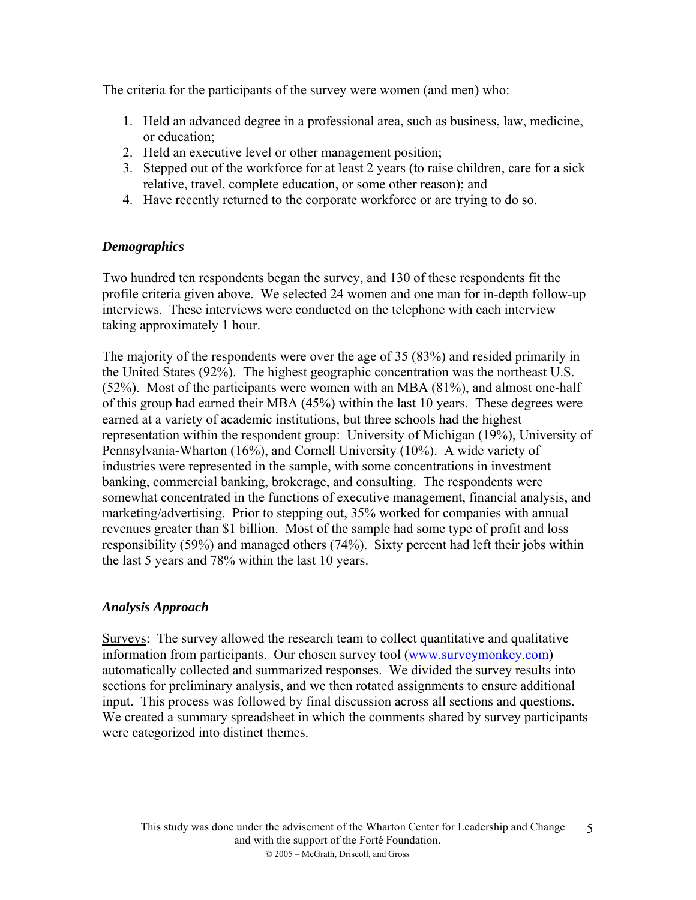The criteria for the participants of the survey were women (and men) who:

1. Held an advanced degree in a professional area, such as business, law, medicine, or education;
2. Held an executive level or other management position;
3. Stepped out of the workforce for at least 2 years (to raise children, care for a sick relative, travel, complete education, or some other reason); and
4. Have recently returned to the corporate workforce or are trying to do so.

### *Demographics*

Two hundred ten respondents began the survey, and 130 of these respondents fit the profile criteria given above. We selected 24 women and one man for in-depth follow-up interviews. These interviews were conducted on the telephone with each interview taking approximately 1 hour.

The majority of the respondents were over the age of 35 (83%) and resided primarily in the United States (92%). The highest geographic concentration was the northeast U.S. (52%). Most of the participants were women with an MBA (81%), and almost one-half of this group had earned their MBA (45%) within the last 10 years. These degrees were earned at a variety of academic institutions, but three schools had the highest representation within the respondent group: University of Michigan (19%), University of Pennsylvania-Wharton (16%), and Cornell University (10%). A wide variety of industries were represented in the sample, with some concentrations in investment banking, commercial banking, brokerage, and consulting. The respondents were somewhat concentrated in the functions of executive management, financial analysis, and marketing/advertising. Prior to stepping out, 35% worked for companies with annual revenues greater than $1 billion. Most of the sample had some type of profit and loss responsibility (59%) and managed others (74%). Sixty percent had left their jobs within the last 5 years and 78% within the last 10 years.

### *Analysis Approach*

Surveys: The survey allowed the research team to collect quantitative and qualitative information from participants. Our chosen survey tool (www.surveymonkey.com) automatically collected and summarized responses. We divided the survey results into sections for preliminary analysis, and we then rotated assignments to ensure additional input. This process was followed by final discussion across all sections and questions. We created a summary spreadsheet in which the comments shared by survey participants were categorized into distinct themes.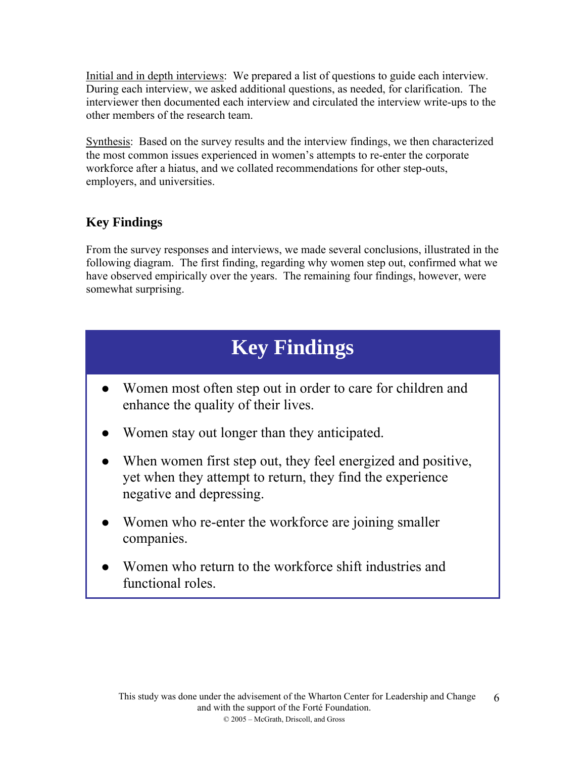Initial and in depth interviews: We prepared a list of questions to guide each interview. During each interview, we asked additional questions, as needed, for clarification. The interviewer then documented each interview and circulated the interview write-ups to the other members of the research team.

Synthesis: Based on the survey results and the interview findings, we then characterized the most common issues experienced in women's attempts to re-enter the corporate workforce after a hiatus, and we collated recommendations for other step-outs, employers, and universities.

## Key Findings

From the survey responses and interviews, we made several conclusions, illustrated in the following diagram. The first finding, regarding why women step out, confirmed what we have observed empirically over the years. The remaining four findings, however, were somewhat surprising.

### Key Findings

- Women most often step out in order to care for children and enhance the quality of their lives.
- Women stay out longer than they anticipated.
- When women first step out, they feel energized and positive, yet when they attempt to return, they find the experience negative and depressing.
- Women who re-enter the workforce are joining smaller companies.
- Women who return to the workforce shift industries and functional roles.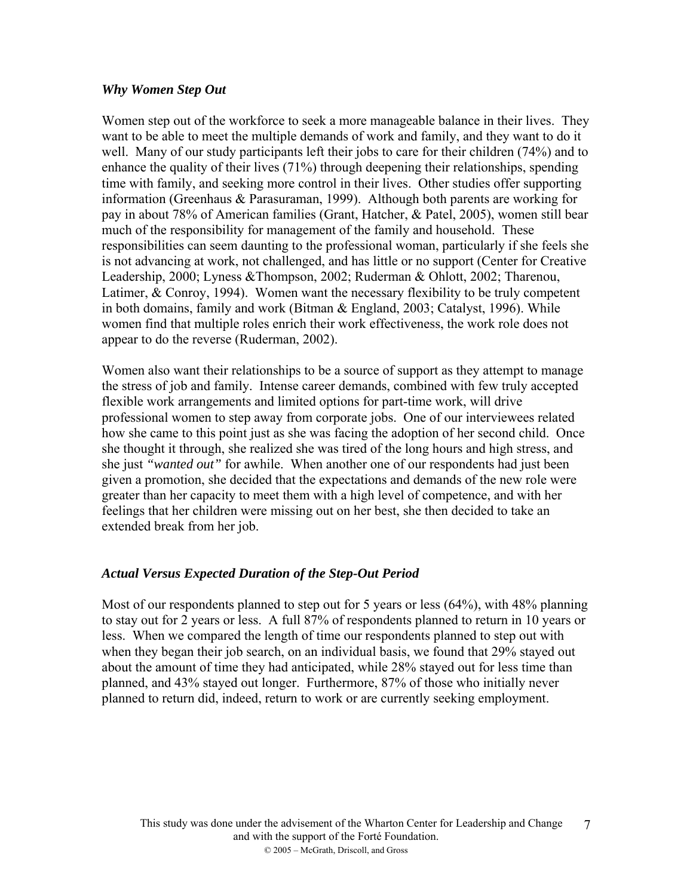### *Why Women Step Out*

Women step out of the workforce to seek a more manageable balance in their lives. They want to be able to meet the multiple demands of work and family, and they want to do it well. Many of our study participants left their jobs to care for their children (74%) and to enhance the quality of their lives (71%) through deepening their relationships, spending time with family, and seeking more control in their lives. Other studies offer supporting information (Greenhaus & Parasuraman, 1999). Although both parents are working for pay in about 78% of American families (Grant, Hatcher, & Patel, 2005), women still bear much of the responsibility for management of the family and household. These responsibilities can seem daunting to the professional woman, particularly if she feels she is not advancing at work, not challenged, and has little or no support (Center for Creative Leadership, 2000; Lyness &Thompson, 2002; Ruderman & Ohlott, 2002; Tharenou, Latimer, & Conroy, 1994). Women want the necessary flexibility to be truly competent in both domains, family and work (Bitman & England, 2003; Catalyst, 1996). While women find that multiple roles enrich their work effectiveness, the work role does not appear to do the reverse (Ruderman, 2002).

Women also want their relationships to be a source of support as they attempt to manage the stress of job and family. Intense career demands, combined with few truly accepted flexible work arrangements and limited options for part-time work, will drive professional women to step away from corporate jobs. One of our interviewees related how she came to this point just as she was facing the adoption of her second child. Once she thought it through, she realized she was tired of the long hours and high stress, and she just *"wanted out"* for awhile. When another one of our respondents had just been given a promotion, she decided that the expectations and demands of the new role were greater than her capacity to meet them with a high level of competence, and with her feelings that her children were missing out on her best, she then decided to take an extended break from her job.

### *Actual Versus Expected Duration of the Step-Out Period*

Most of our respondents planned to step out for 5 years or less (64%), with 48% planning to stay out for 2 years or less. A full 87% of respondents planned to return in 10 years or less. When we compared the length of time our respondents planned to step out with when they began their job search, on an individual basis, we found that 29% stayed out about the amount of time they had anticipated, while 28% stayed out for less time than planned, and 43% stayed out longer. Furthermore, 87% of those who initially never planned to return did, indeed, return to work or are currently seeking employment.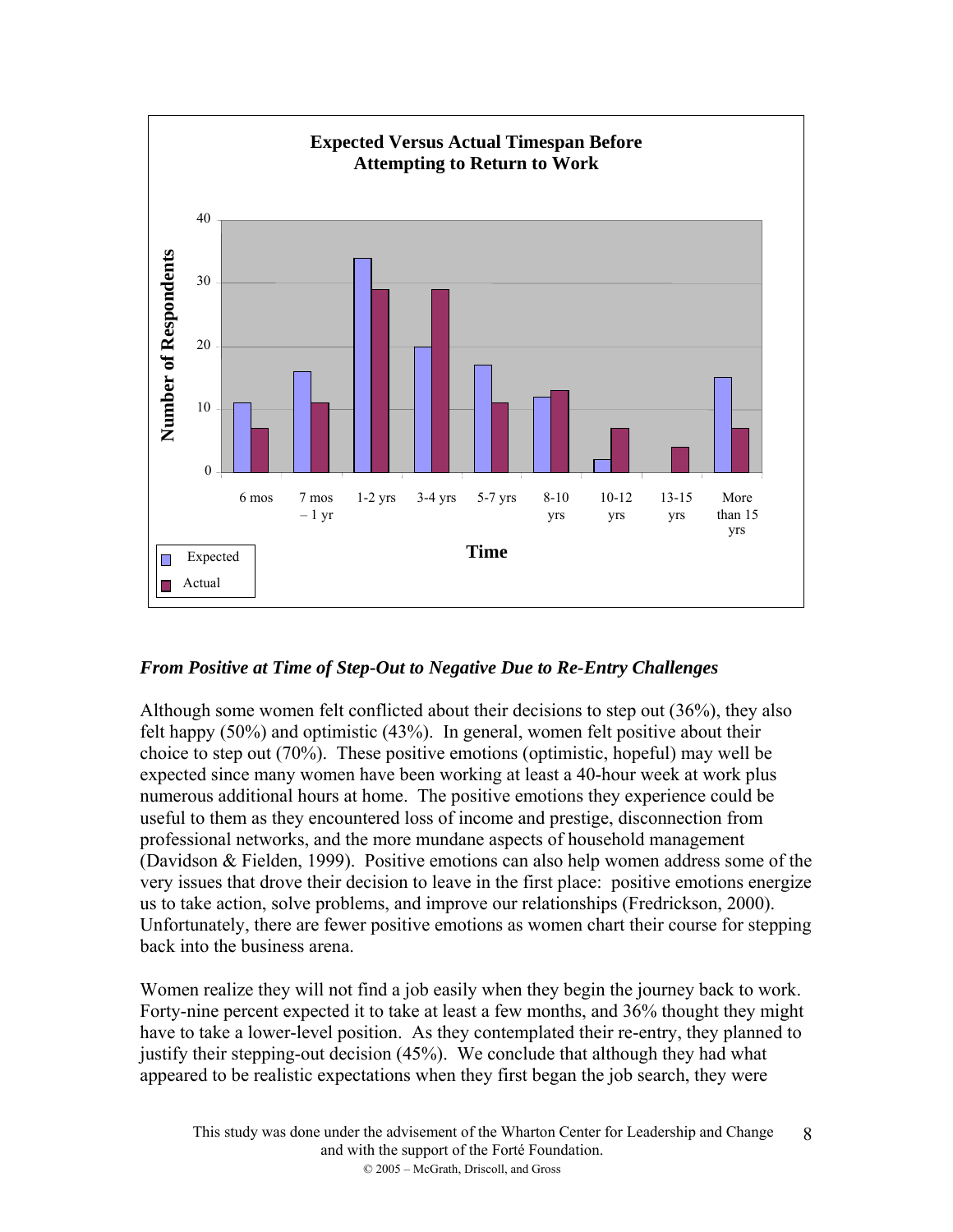**Expected Versus Actual Timespan Before Attempting to Return to Work**

| Time | Expected | Actual |
| --- | --- | --- |
| 6 mos | 11 | 7 |
| 7 mos – 1 yr | 16 | 11 |
| 1-2 yrs | 34 | 29 |
| 3-4 yrs | 20 | 29 |
| 5-7 yrs | 17 | 11 |
| 8-10 yrs | 12 | 13 |
| 10-12 yrs | 2 | 7 |
| 13-15 yrs | 0 | 4 |
| More than 15 yrs | 15 | 7 |

### *From Positive at Time of Step-Out to Negative Due to Re-Entry Challenges*

Although some women felt conflicted about their decisions to step out (36%), they also felt happy (50%) and optimistic (43%). In general, women felt positive about their choice to step out (70%). These positive emotions (optimistic, hopeful) may well be expected since many women have been working at least a 40-hour week at work plus numerous additional hours at home. The positive emotions they experience could be useful to them as they encountered loss of income and prestige, disconnection from professional networks, and the more mundane aspects of household management (Davidson & Fielden, 1999). Positive emotions can also help women address some of the very issues that drove their decision to leave in the first place: positive emotions energize us to take action, solve problems, and improve our relationships (Fredrickson, 2000). Unfortunately, there are fewer positive emotions as women chart their course for stepping back into the business arena.

Women realize they will not find a job easily when they begin the journey back to work. Forty-nine percent expected it to take at least a few months, and 36% thought they might have to take a lower-level position. As they contemplated their re-entry, they planned to justify their stepping-out decision (45%). We conclude that although they had what appeared to be realistic expectations when they first began the job search, they were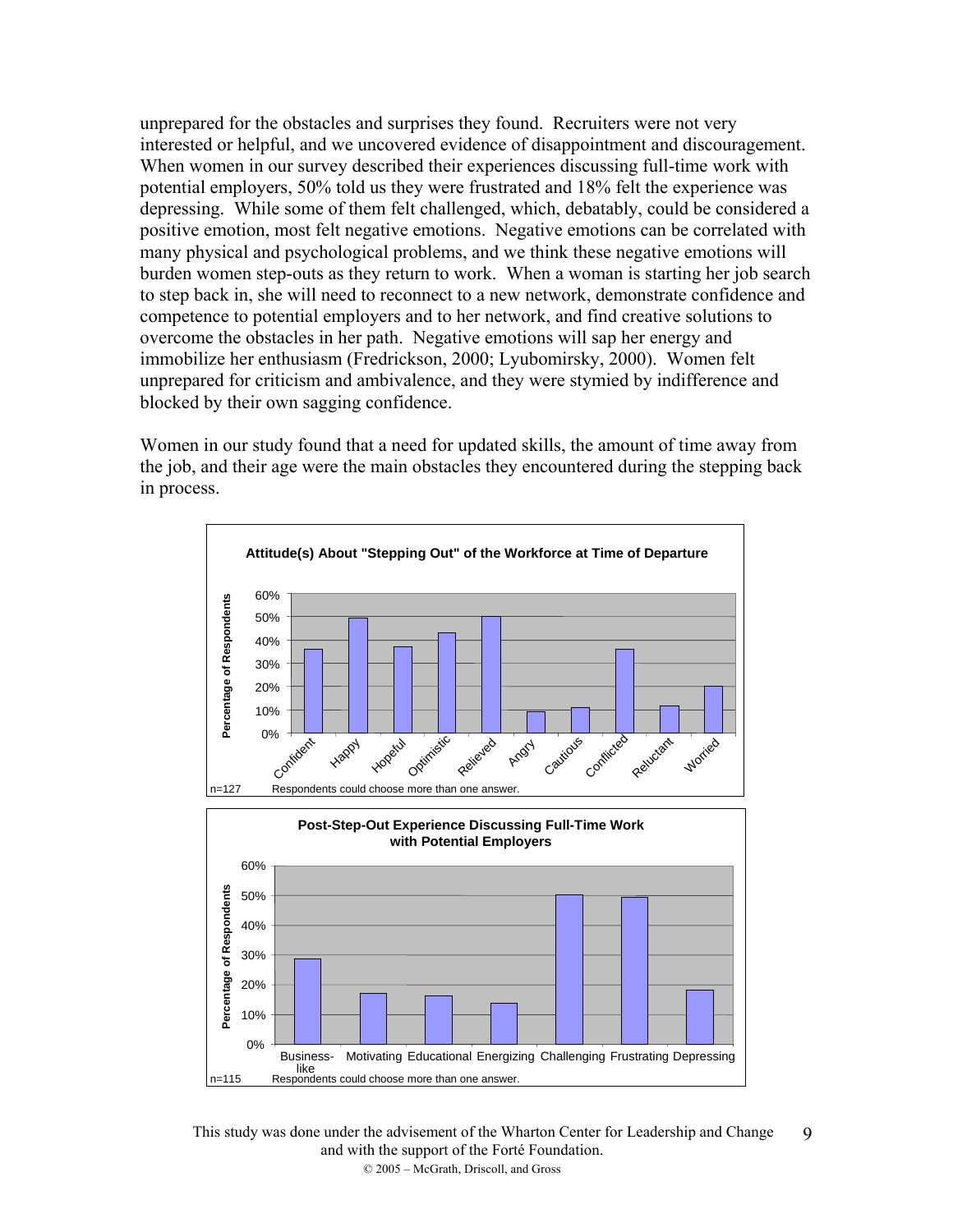unprepared for the obstacles and surprises they found. Recruiters were not very interested or helpful, and we uncovered evidence of disappointment and discouragement. When women in our survey described their experiences discussing full-time work with potential employers, 50% told us they were frustrated and 18% felt the experience was depressing. While some of them felt challenged, which, debatably, could be considered a positive emotion, most felt negative emotions. Negative emotions can be correlated with many physical and psychological problems, and we think these negative emotions will burden women step-outs as they return to work. When a woman is starting her job search to step back in, she will need to reconnect to a new network, demonstrate confidence and competence to potential employers and to her network, and find creative solutions to overcome the obstacles in her path. Negative emotions will sap her energy and immobilize her enthusiasm (Fredrickson, 2000; Lyubomirsky, 2000). Women felt unprepared for criticism and ambivalence, and they were stymied by indifference and blocked by their own sagging confidence.

Women in our study found that a need for updated skills, the amount of time away from the job, and their age were the main obstacles they encountered during the stepping back in process.

**Attitude(s) About "Stepping Out" of the Workforce at Time of Departure**

| Attitude | Percentage of Respondents (approx.) |
|---|---|
| Confident | 36% |
| Happy | 49% |
| Hopeful | 37% |
| Optimistic | 43% |
| Relieved | 50% |
| Angry | 9% |
| Cautious | 11% |
| Conflicted | 36% |
| Reluctant | 12% |
| Worried | 20% |

n=127 Respondents could choose more than one answer.

**Post-Step-Out Experience Discussing Full-Time Work with Potential Employers**

| Experience | Percentage of Respondents (approx.) |
|---|---|
| Business-like | 29% |
| Motivating | 17% |
| Educational | 16% |
| Energizing | 14% |
| Challenging | 50% |
| Frustrating | 49% |
| Depressing | 18% |

n=115 Respondents could choose more than one answer.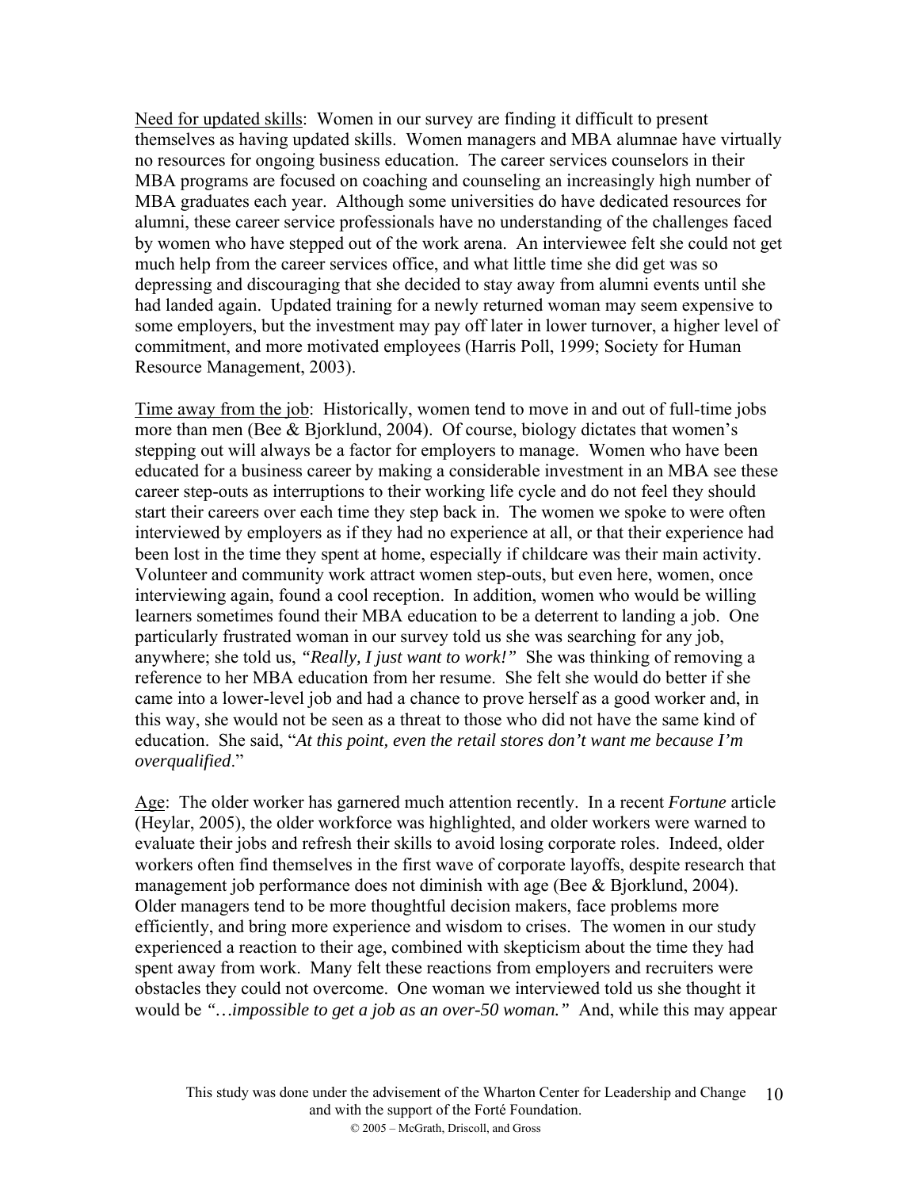<u>Need for updated skills</u>: Women in our survey are finding it difficult to present themselves as having updated skills. Women managers and MBA alumnae have virtually no resources for ongoing business education. The career services counselors in their MBA programs are focused on coaching and counseling an increasingly high number of MBA graduates each year. Although some universities do have dedicated resources for alumni, these career service professionals have no understanding of the challenges faced by women who have stepped out of the work arena. An interviewee felt she could not get much help from the career services office, and what little time she did get was so depressing and discouraging that she decided to stay away from alumni events until she had landed again. Updated training for a newly returned woman may seem expensive to some employers, but the investment may pay off later in lower turnover, a higher level of commitment, and more motivated employees (Harris Poll, 1999; Society for Human Resource Management, 2003).

<u>Time away from the job</u>: Historically, women tend to move in and out of full-time jobs more than men (Bee & Bjorklund, 2004). Of course, biology dictates that women's stepping out will always be a factor for employers to manage. Women who have been educated for a business career by making a considerable investment in an MBA see these career step-outs as interruptions to their working life cycle and do not feel they should start their careers over each time they step back in. The women we spoke to were often interviewed by employers as if they had no experience at all, or that their experience had been lost in the time they spent at home, especially if childcare was their main activity. Volunteer and community work attract women step-outs, but even here, women, once interviewing again, found a cool reception. In addition, women who would be willing learners sometimes found their MBA education to be a deterrent to landing a job. One particularly frustrated woman in our survey told us she was searching for any job, anywhere; she told us, ***"Really, I just want to work!"*** She was thinking of removing a reference to her MBA education from her resume. She felt she would do better if she came into a lower-level job and had a chance to prove herself as a good worker and, in this way, she would not be seen as a threat to those who did not have the same kind of education. She said, "***At this point, even the retail stores don't want me because I'm overqualified***."

<u>Age</u>: The older worker has garnered much attention recently. In a recent *Fortune* article (Heylar, 2005), the older workforce was highlighted, and older workers were warned to evaluate their jobs and refresh their skills to avoid losing corporate roles. Indeed, older workers often find themselves in the first wave of corporate layoffs, despite research that management job performance does not diminish with age (Bee & Bjorklund, 2004). Older managers tend to be more thoughtful decision makers, face problems more efficiently, and bring more experience and wisdom to crises. The women in our study experienced a reaction to their age, combined with skepticism about the time they had spent away from work. Many felt these reactions from employers and recruiters were obstacles they could not overcome. One woman we interviewed told us she thought it would be ***"…impossible to get a job as an over-50 woman."*** And, while this may appear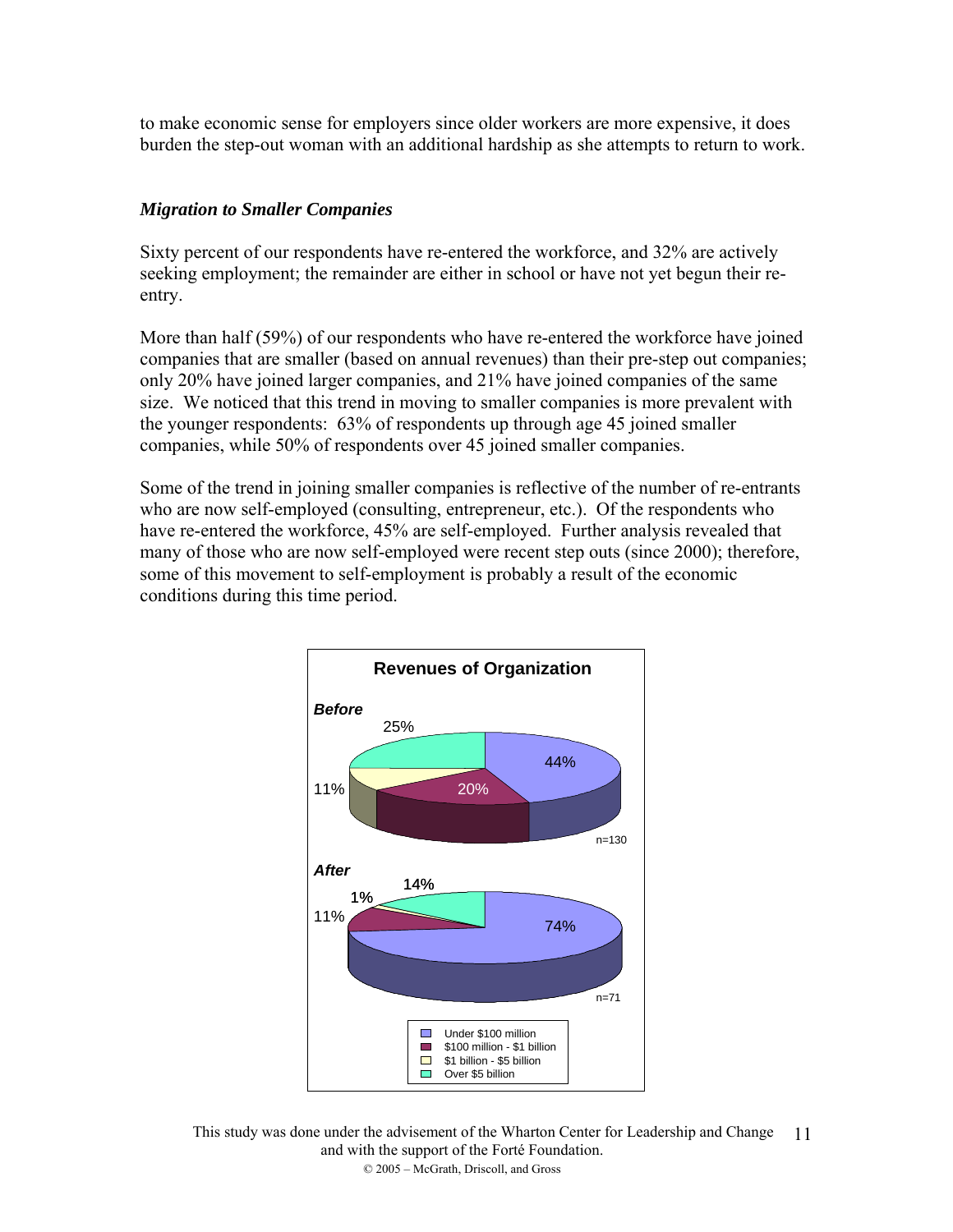to make economic sense for employers since older workers are more expensive, it does burden the step-out woman with an additional hardship as she attempts to return to work.

### *Migration to Smaller Companies*

Sixty percent of our respondents have re-entered the workforce, and 32% are actively seeking employment; the remainder are either in school or have not yet begun their re-entry.

More than half (59%) of our respondents who have re-entered the workforce have joined companies that are smaller (based on annual revenues) than their pre-step out companies; only 20% have joined larger companies, and 21% have joined companies of the same size. We noticed that this trend in moving to smaller companies is more prevalent with the younger respondents: 63% of respondents up through age 45 joined smaller companies, while 50% of respondents over 45 joined smaller companies.

Some of the trend in joining smaller companies is reflective of the number of re-entrants who are now self-employed (consulting, entrepreneur, etc.). Of the respondents who have re-entered the workforce, 45% are self-employed. Further analysis revealed that many of those who are now self-employed were recent step outs (since 2000); therefore, some of this movement to self-employment is probably a result of the economic conditions during this time period.

**Revenues of Organization**

| Revenues | Before (n=130) | After (n=71) |
| --- | --- | --- |
| Under $100 million | 44% | 74% |
| $100 million - $1 billion | 20% | 11% |
| $1 billion - $5 billion | 11% | 1% |
| Over $5 billion | 25% | 14% |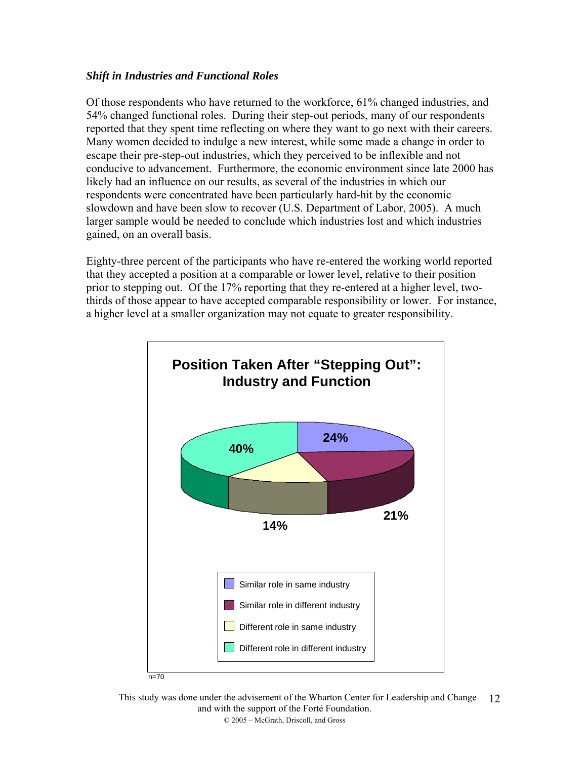### *Shift in Industries and Functional Roles*

Of those respondents who have returned to the workforce, 61% changed industries, and 54% changed functional roles. During their step-out periods, many of our respondents reported that they spent time reflecting on where they want to go next with their careers. Many women decided to indulge a new interest, while some made a change in order to escape their pre-step-out industries, which they perceived to be inflexible and not conducive to advancement. Furthermore, the economic environment since late 2000 has likely had an influence on our results, as several of the industries in which our respondents were concentrated have been particularly hard-hit by the economic slowdown and have been slow to recover (U.S. Department of Labor, 2005). A much larger sample would be needed to conclude which industries lost and which industries gained, on an overall basis.

Eighty-three percent of the participants who have re-entered the working world reported that they accepted a position at a comparable or lower level, relative to their position prior to stepping out. Of the 17% reporting that they re-entered at a higher level, two-thirds of those appear to have accepted comparable responsibility or lower. For instance, a higher level at a smaller organization may not equate to greater responsibility.

**Position Taken After "Stepping Out": Industry and Function**

| Category | Percentage |
|---|---|
| Similar role in same industry | 24% |
| Similar role in different industry | 21% |
| Different role in same industry | 14% |
| Different role in different industry | 40% |

n=70

This study was done under the advisement of the Wharton Center for Leadership and Change and with the support of the Forté Foundation.

© 2005 – McGrath, Driscoll, and Gross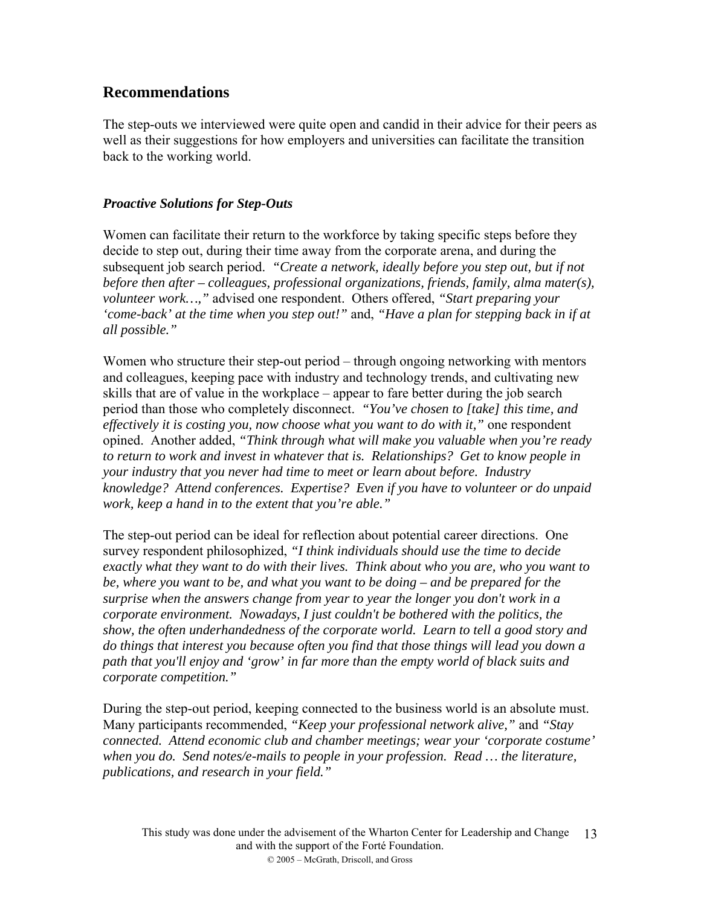## Recommendations

The step-outs we interviewed were quite open and candid in their advice for their peers as well as their suggestions for how employers and universities can facilitate the transition back to the working world.

### *Proactive Solutions for Step-Outs*

Women can facilitate their return to the workforce by taking specific steps before they decide to step out, during their time away from the corporate arena, and during the subsequent job search period. *"Create a network, ideally before you step out, but if not before then after – colleagues, professional organizations, friends, family, alma mater(s), volunteer work…,"* advised one respondent. Others offered, *"Start preparing your 'come-back' at the time when you step out!"* and, *"Have a plan for stepping back in if at all possible."*

Women who structure their step-out period – through ongoing networking with mentors and colleagues, keeping pace with industry and technology trends, and cultivating new skills that are of value in the workplace – appear to fare better during the job search period than those who completely disconnect. *"You've chosen to [take] this time, and effectively it is costing you, now choose what you want to do with it,"* one respondent opined. Another added, *"Think through what will make you valuable when you're ready to return to work and invest in whatever that is. Relationships? Get to know people in your industry that you never had time to meet or learn about before. Industry knowledge? Attend conferences. Expertise? Even if you have to volunteer or do unpaid work, keep a hand in to the extent that you're able."*

The step-out period can be ideal for reflection about potential career directions. One survey respondent philosophized, *"I think individuals should use the time to decide exactly what they want to do with their lives. Think about who you are, who you want to be, where you want to be, and what you want to be doing – and be prepared for the surprise when the answers change from year to year the longer you don't work in a corporate environment. Nowadays, I just couldn't be bothered with the politics, the show, the often underhandedness of the corporate world. Learn to tell a good story and do things that interest you because often you find that those things will lead you down a path that you'll enjoy and 'grow' in far more than the empty world of black suits and corporate competition."*

During the step-out period, keeping connected to the business world is an absolute must. Many participants recommended, *"Keep your professional network alive,"* and *"Stay connected. Attend economic club and chamber meetings; wear your 'corporate costume' when you do. Send notes/e-mails to people in your profession. Read … the literature, publications, and research in your field."*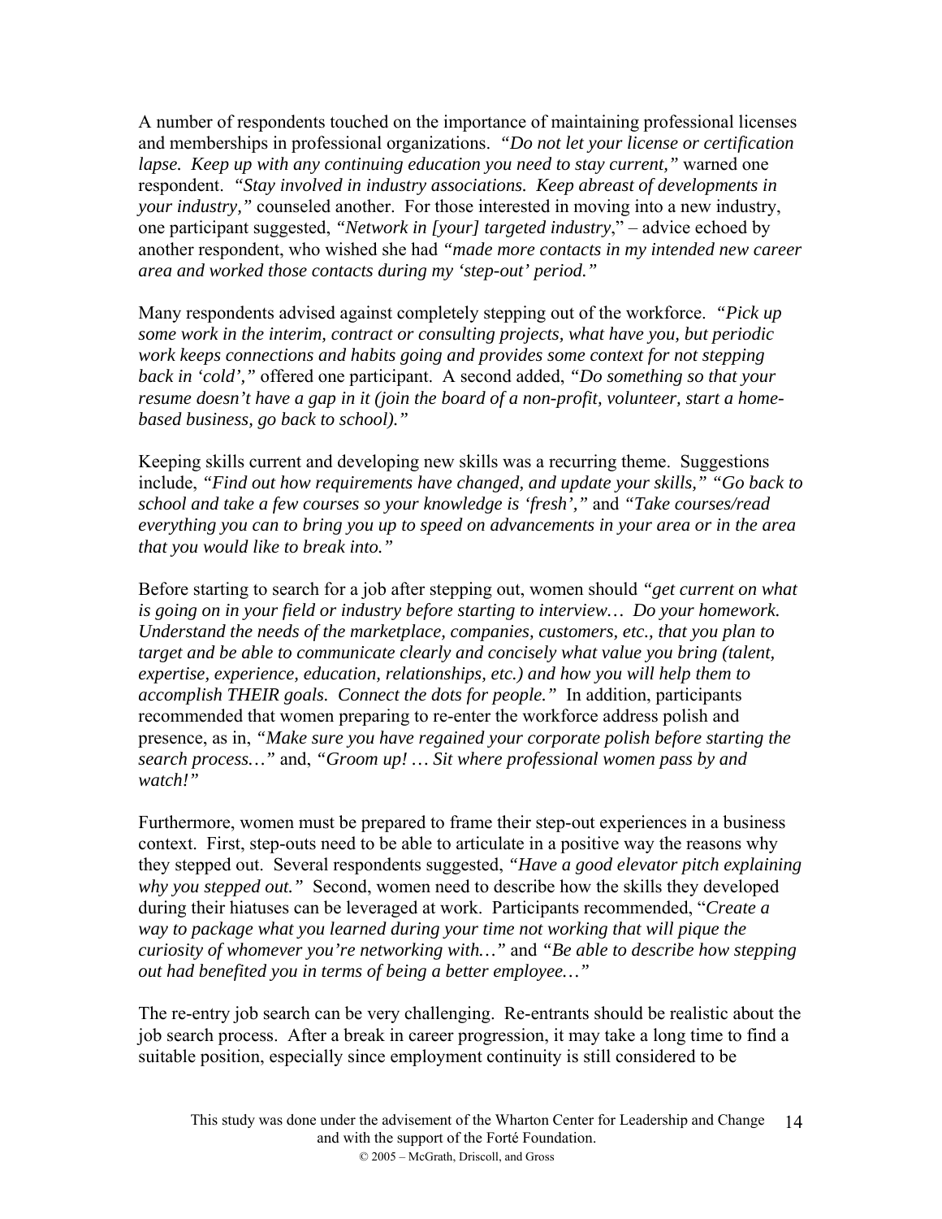A number of respondents touched on the importance of maintaining professional licenses and memberships in professional organizations. *"Do not let your license or certification lapse. Keep up with any continuing education you need to stay current,"* warned one respondent. *"Stay involved in industry associations. Keep abreast of developments in your industry,"* counseled another. For those interested in moving into a new industry, one participant suggested, *"Network in [your] targeted industry*," – advice echoed by another respondent, who wished she had *"made more contacts in my intended new career area and worked those contacts during my 'step-out' period."*

Many respondents advised against completely stepping out of the workforce. *"Pick up some work in the interim, contract or consulting projects, what have you, but periodic work keeps connections and habits going and provides some context for not stepping back in 'cold',"* offered one participant. A second added, *"Do something so that your resume doesn't have a gap in it (join the board of a non-profit, volunteer, start a home-based business, go back to school)."*

Keeping skills current and developing new skills was a recurring theme. Suggestions include, *"Find out how requirements have changed, and update your skills," "Go back to school and take a few courses so your knowledge is 'fresh',"* and *"Take courses/read everything you can to bring you up to speed on advancements in your area or in the area that you would like to break into."*

Before starting to search for a job after stepping out, women should *"get current on what is going on in your field or industry before starting to interview… Do your homework. Understand the needs of the marketplace, companies, customers, etc., that you plan to target and be able to communicate clearly and concisely what value you bring (talent, expertise, experience, education, relationships, etc.) and how you will help them to accomplish THEIR goals. Connect the dots for people."* In addition, participants recommended that women preparing to re-enter the workforce address polish and presence, as in, *"Make sure you have regained your corporate polish before starting the search process…"* and, *"Groom up! … Sit where professional women pass by and watch!"*

Furthermore, women must be prepared to frame their step-out experiences in a business context. First, step-outs need to be able to articulate in a positive way the reasons why they stepped out. Several respondents suggested, *"Have a good elevator pitch explaining why you stepped out."* Second, women need to describe how the skills they developed during their hiatuses can be leveraged at work. Participants recommended, "*Create a way to package what you learned during your time not working that will pique the curiosity of whomever you're networking with…"* and *"Be able to describe how stepping out had benefited you in terms of being a better employee…"*

The re-entry job search can be very challenging. Re-entrants should be realistic about the job search process. After a break in career progression, it may take a long time to find a suitable position, especially since employment continuity is still considered to be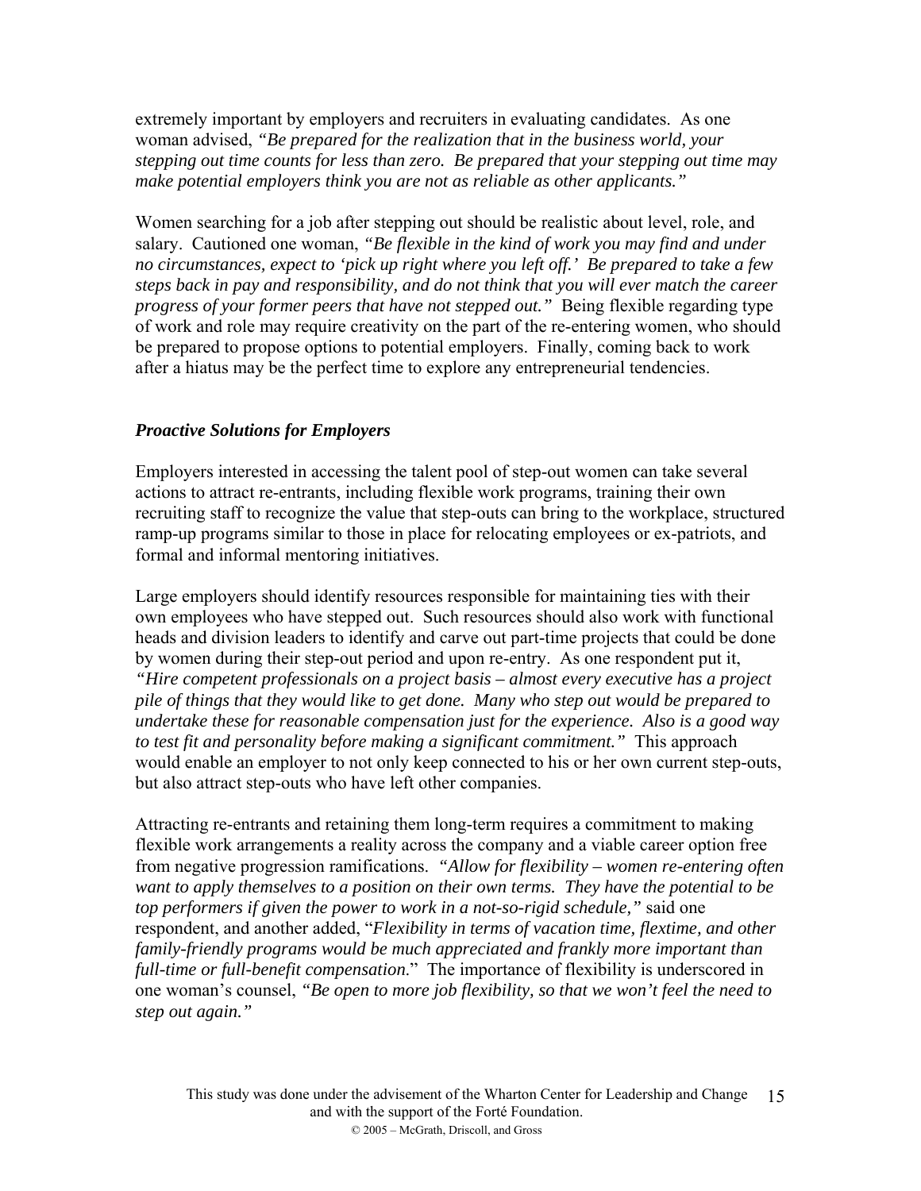extremely important by employers and recruiters in evaluating candidates. As one woman advised, *"Be prepared for the realization that in the business world, your stepping out time counts for less than zero. Be prepared that your stepping out time may make potential employers think you are not as reliable as other applicants."*

Women searching for a job after stepping out should be realistic about level, role, and salary. Cautioned one woman, *"Be flexible in the kind of work you may find and under no circumstances, expect to 'pick up right where you left off.' Be prepared to take a few steps back in pay and responsibility, and do not think that you will ever match the career progress of your former peers that have not stepped out."* Being flexible regarding type of work and role may require creativity on the part of the re-entering women, who should be prepared to propose options to potential employers. Finally, coming back to work after a hiatus may be the perfect time to explore any entrepreneurial tendencies.

### ***Proactive Solutions for Employers***

Employers interested in accessing the talent pool of step-out women can take several actions to attract re-entrants, including flexible work programs, training their own recruiting staff to recognize the value that step-outs can bring to the workplace, structured ramp-up programs similar to those in place for relocating employees or ex-patriots, and formal and informal mentoring initiatives.

Large employers should identify resources responsible for maintaining ties with their own employees who have stepped out. Such resources should also work with functional heads and division leaders to identify and carve out part-time projects that could be done by women during their step-out period and upon re-entry. As one respondent put it, *"Hire competent professionals on a project basis – almost every executive has a project pile of things that they would like to get done. Many who step out would be prepared to undertake these for reasonable compensation just for the experience. Also is a good way to test fit and personality before making a significant commitment."* This approach would enable an employer to not only keep connected to his or her own current step-outs, but also attract step-outs who have left other companies.

Attracting re-entrants and retaining them long-term requires a commitment to making flexible work arrangements a reality across the company and a viable career option free from negative progression ramifications. *"Allow for flexibility – women re-entering often want to apply themselves to a position on their own terms. They have the potential to be top performers if given the power to work in a not-so-rigid schedule,"* said one respondent, and another added, "*Flexibility in terms of vacation time, flextime, and other family-friendly programs would be much appreciated and frankly more important than full-time or full-benefit compensation*." The importance of flexibility is underscored in one woman's counsel, *"Be open to more job flexibility, so that we won't feel the need to step out again."*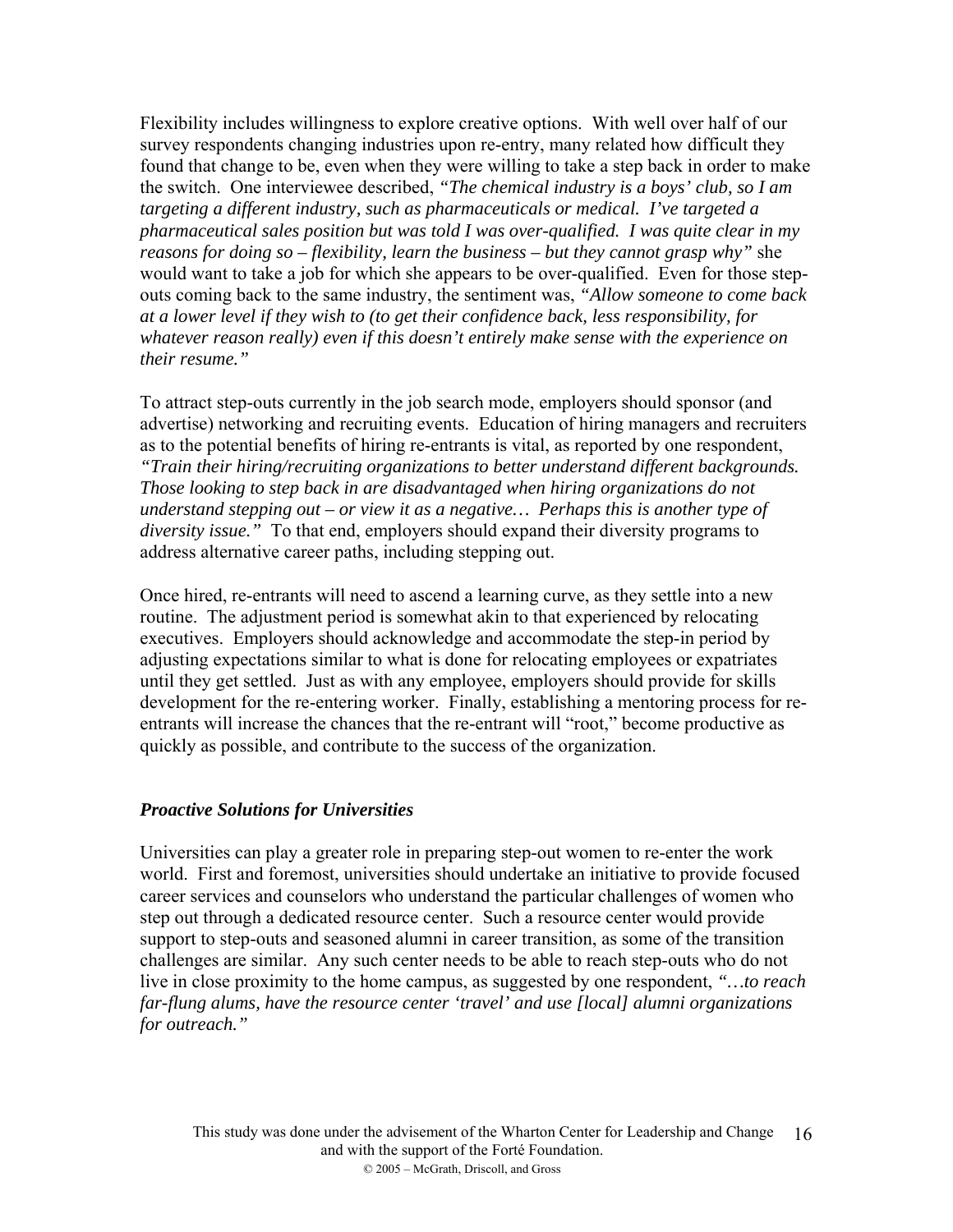Flexibility includes willingness to explore creative options. With well over half of our survey respondents changing industries upon re-entry, many related how difficult they found that change to be, even when they were willing to take a step back in order to make the switch. One interviewee described, *"The chemical industry is a boys' club, so I am targeting a different industry, such as pharmaceuticals or medical. I've targeted a pharmaceutical sales position but was told I was over-qualified. I was quite clear in my reasons for doing so – flexibility, learn the business – but they cannot grasp why"* she would want to take a job for which she appears to be over-qualified. Even for those step-outs coming back to the same industry, the sentiment was, *"Allow someone to come back at a lower level if they wish to (to get their confidence back, less responsibility, for whatever reason really) even if this doesn't entirely make sense with the experience on their resume."*

To attract step-outs currently in the job search mode, employers should sponsor (and advertise) networking and recruiting events. Education of hiring managers and recruiters as to the potential benefits of hiring re-entrants is vital, as reported by one respondent, *"Train their hiring/recruiting organizations to better understand different backgrounds. Those looking to step back in are disadvantaged when hiring organizations do not understand stepping out – or view it as a negative… Perhaps this is another type of diversity issue."* To that end, employers should expand their diversity programs to address alternative career paths, including stepping out.

Once hired, re-entrants will need to ascend a learning curve, as they settle into a new routine. The adjustment period is somewhat akin to that experienced by relocating executives. Employers should acknowledge and accommodate the step-in period by adjusting expectations similar to what is done for relocating employees or expatriates until they get settled. Just as with any employee, employers should provide for skills development for the re-entering worker. Finally, establishing a mentoring process for re-entrants will increase the chances that the re-entrant will "root," become productive as quickly as possible, and contribute to the success of the organization.

### ***Proactive Solutions for Universities***

Universities can play a greater role in preparing step-out women to re-enter the work world. First and foremost, universities should undertake an initiative to provide focused career services and counselors who understand the particular challenges of women who step out through a dedicated resource center. Such a resource center would provide support to step-outs and seasoned alumni in career transition, as some of the transition challenges are similar. Any such center needs to be able to reach step-outs who do not live in close proximity to the home campus, as suggested by one respondent, *"…to reach far-flung alums, have the resource center 'travel' and use [local] alumni organizations for outreach."*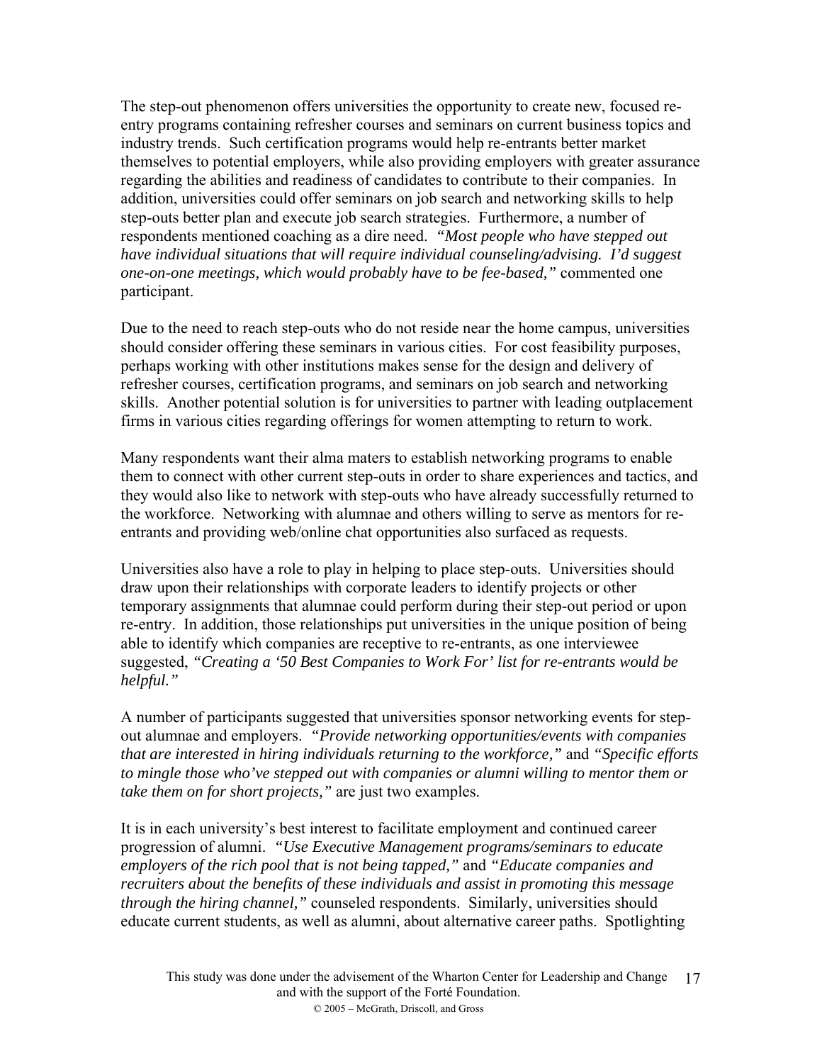The step-out phenomenon offers universities the opportunity to create new, focused re-entry programs containing refresher courses and seminars on current business topics and industry trends. Such certification programs would help re-entrants better market themselves to potential employers, while also providing employers with greater assurance regarding the abilities and readiness of candidates to contribute to their companies. In addition, universities could offer seminars on job search and networking skills to help step-outs better plan and execute job search strategies. Furthermore, a number of respondents mentioned coaching as a dire need. *"Most people who have stepped out have individual situations that will require individual counseling/advising. I'd suggest one-on-one meetings, which would probably have to be fee-based,"* commented one participant.

Due to the need to reach step-outs who do not reside near the home campus, universities should consider offering these seminars in various cities. For cost feasibility purposes, perhaps working with other institutions makes sense for the design and delivery of refresher courses, certification programs, and seminars on job search and networking skills. Another potential solution is for universities to partner with leading outplacement firms in various cities regarding offerings for women attempting to return to work.

Many respondents want their alma maters to establish networking programs to enable them to connect with other current step-outs in order to share experiences and tactics, and they would also like to network with step-outs who have already successfully returned to the workforce. Networking with alumnae and others willing to serve as mentors for re-entrants and providing web/online chat opportunities also surfaced as requests.

Universities also have a role to play in helping to place step-outs. Universities should draw upon their relationships with corporate leaders to identify projects or other temporary assignments that alumnae could perform during their step-out period or upon re-entry. In addition, those relationships put universities in the unique position of being able to identify which companies are receptive to re-entrants, as one interviewee suggested, *"Creating a '50 Best Companies to Work For' list for re-entrants would be helpful."*

A number of participants suggested that universities sponsor networking events for step-out alumnae and employers. *"Provide networking opportunities/events with companies that are interested in hiring individuals returning to the workforce,"* and *"Specific efforts to mingle those who've stepped out with companies or alumni willing to mentor them or take them on for short projects,"* are just two examples.

It is in each university's best interest to facilitate employment and continued career progression of alumni. *"Use Executive Management programs/seminars to educate employers of the rich pool that is not being tapped,"* and *"Educate companies and recruiters about the benefits of these individuals and assist in promoting this message through the hiring channel,"* counseled respondents. Similarly, universities should educate current students, as well as alumni, about alternative career paths. Spotlighting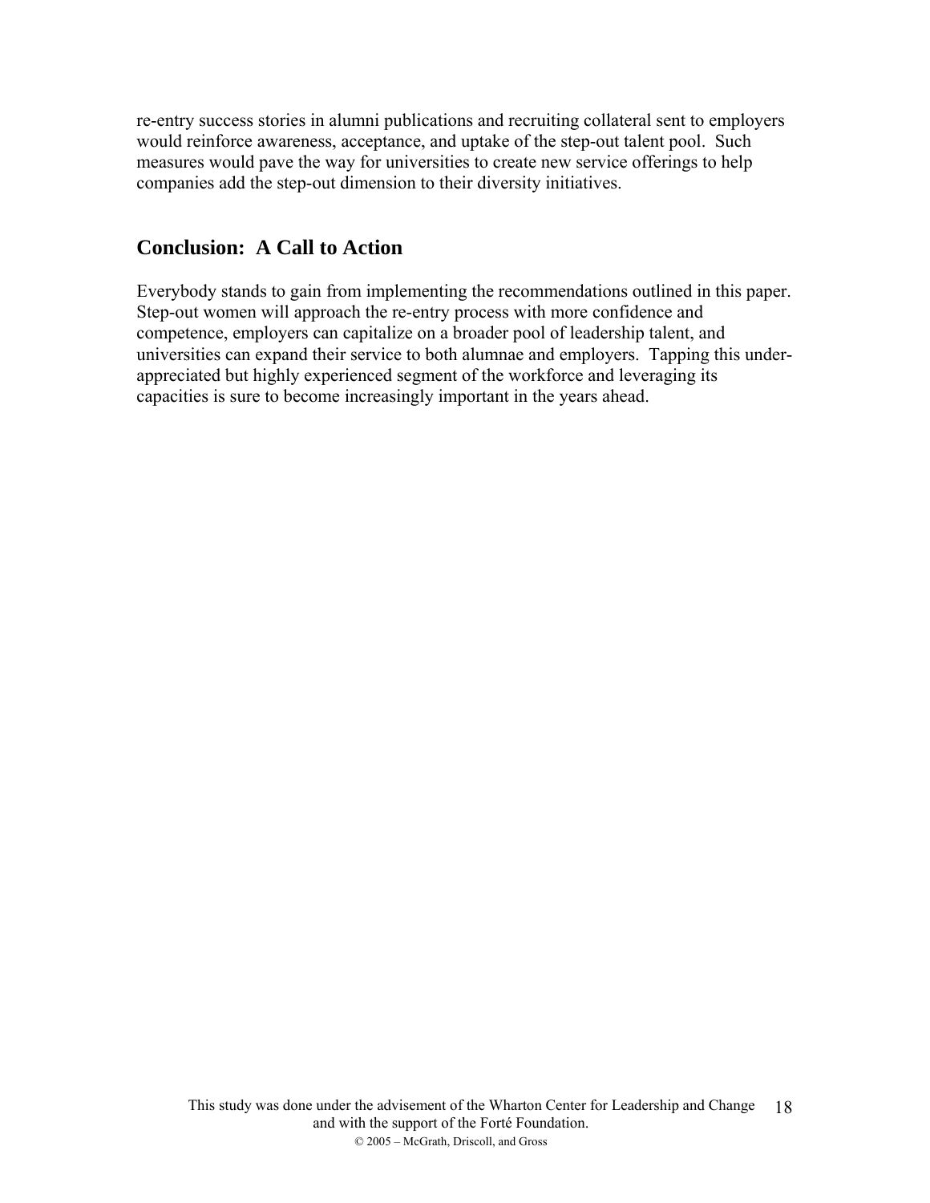re-entry success stories in alumni publications and recruiting collateral sent to employers would reinforce awareness, acceptance, and uptake of the step-out talent pool. Such measures would pave the way for universities to create new service offerings to help companies add the step-out dimension to their diversity initiatives.

## Conclusion: A Call to Action

Everybody stands to gain from implementing the recommendations outlined in this paper. Step-out women will approach the re-entry process with more confidence and competence, employers can capitalize on a broader pool of leadership talent, and universities can expand their service to both alumnae and employers. Tapping this under-appreciated but highly experienced segment of the workforce and leveraging its capacities is sure to become increasingly important in the years ahead.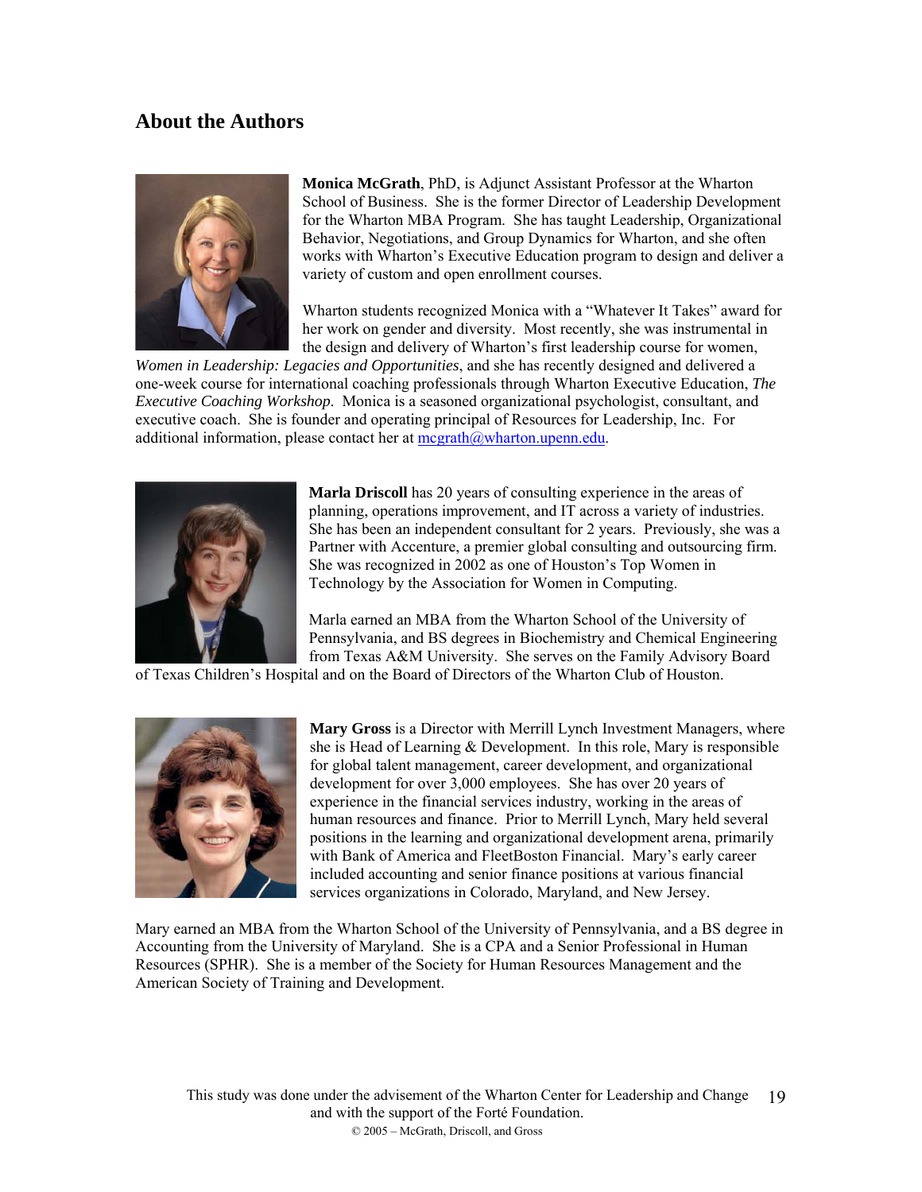## About the Authors

**Monica McGrath**, PhD, is Adjunct Assistant Professor at the Wharton School of Business. She is the former Director of Leadership Development for the Wharton MBA Program. She has taught Leadership, Organizational Behavior, Negotiations, and Group Dynamics for Wharton, and she often works with Wharton's Executive Education program to design and deliver a variety of custom and open enrollment courses.

Wharton students recognized Monica with a "Whatever It Takes" award for her work on gender and diversity. Most recently, she was instrumental in the design and delivery of Wharton's first leadership course for women, *Women in Leadership: Legacies and Opportunities*, and she has recently designed and delivered a one-week course for international coaching professionals through Wharton Executive Education, *The Executive Coaching Workshop*. Monica is a seasoned organizational psychologist, consultant, and executive coach. She is founder and operating principal of Resources for Leadership, Inc. For additional information, please contact her at mcgrath@wharton.upenn.edu.

**Marla Driscoll** has 20 years of consulting experience in the areas of planning, operations improvement, and IT across a variety of industries. She has been an independent consultant for 2 years. Previously, she was a Partner with Accenture, a premier global consulting and outsourcing firm. She was recognized in 2002 as one of Houston's Top Women in Technology by the Association for Women in Computing.

Marla earned an MBA from the Wharton School of the University of Pennsylvania, and BS degrees in Biochemistry and Chemical Engineering from Texas A&M University. She serves on the Family Advisory Board of Texas Children's Hospital and on the Board of Directors of the Wharton Club of Houston.

**Mary Gross** is a Director with Merrill Lynch Investment Managers, where she is Head of Learning & Development. In this role, Mary is responsible for global talent management, career development, and organizational development for over 3,000 employees. She has over 20 years of experience in the financial services industry, working in the areas of human resources and finance. Prior to Merrill Lynch, Mary held several positions in the learning and organizational development arena, primarily with Bank of America and FleetBoston Financial. Mary's early career included accounting and senior finance positions at various financial services organizations in Colorado, Maryland, and New Jersey.

Mary earned an MBA from the Wharton School of the University of Pennsylvania, and a BS degree in Accounting from the University of Maryland. She is a CPA and a Senior Professional in Human Resources (SPHR). She is a member of the Society for Human Resources Management and the American Society of Training and Development.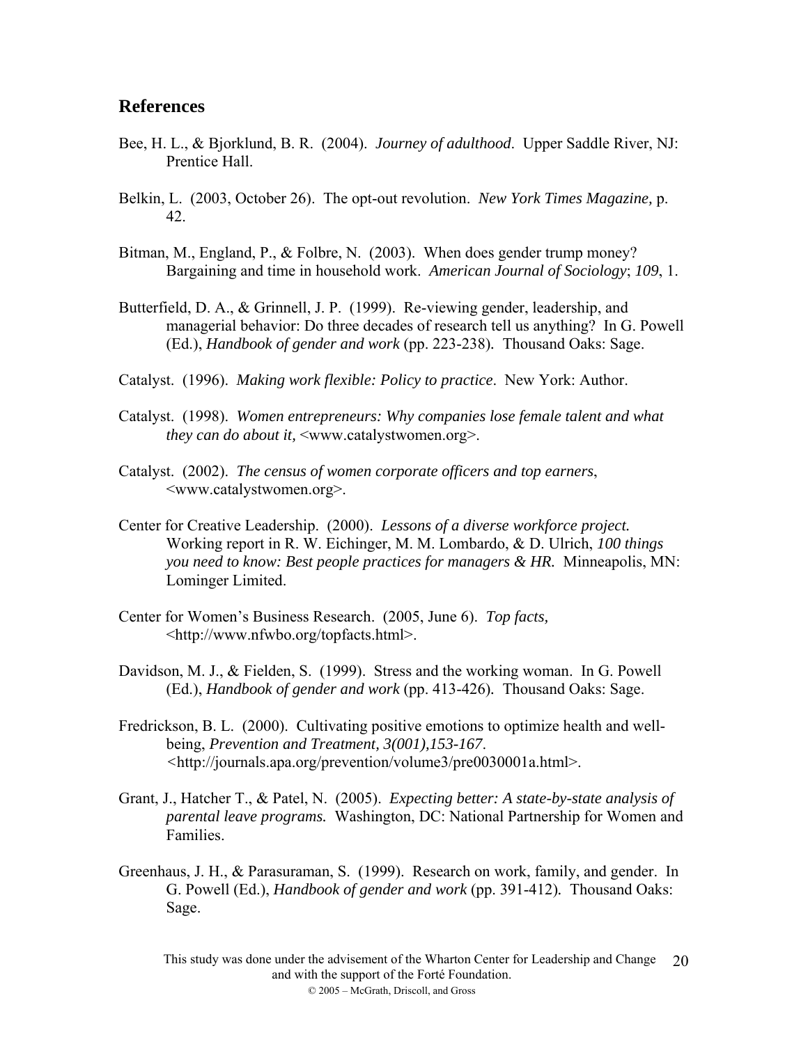## References

Bee, H. L., & Bjorklund, B. R. (2004). *Journey of adulthood*. Upper Saddle River, NJ: Prentice Hall.

Belkin, L. (2003, October 26). The opt-out revolution. *New York Times Magazine,* p. 42.

Bitman, M., England, P., & Folbre, N. (2003). When does gender trump money? Bargaining and time in household work. *American Journal of Sociology*; *109*, 1.

Butterfield, D. A., & Grinnell, J. P. (1999). Re-viewing gender, leadership, and managerial behavior: Do three decades of research tell us anything? In G. Powell (Ed.), *Handbook of gender and work* (pp. 223-238). Thousand Oaks: Sage.

Catalyst. (1996). *Making work flexible: Policy to practice*. New York: Author.

Catalyst. (1998). *Women entrepreneurs: Why companies lose female talent and what they can do about it,* <www.catalystwomen.org>.

Catalyst. (2002). *The census of women corporate officers and top earners*, <www.catalystwomen.org>.

Center for Creative Leadership. (2000). *Lessons of a diverse workforce project.* Working report in R. W. Eichinger, M. M. Lombardo, & D. Ulrich, *100 things you need to know: Best people practices for managers & HR.* Minneapolis, MN: Lominger Limited.

Center for Women's Business Research. (2005, June 6). *Top facts,* <http://www.nfwbo.org/topfacts.html>.

Davidson, M. J., & Fielden, S. (1999). Stress and the working woman. In G. Powell (Ed.), *Handbook of gender and work* (pp. 413-426). Thousand Oaks: Sage.

Fredrickson, B. L. (2000). Cultivating positive emotions to optimize health and well-being, *Prevention and Treatment, 3(001),153-167*. <http://journals.apa.org/prevention/volume3/pre0030001a.html>.

Grant, J., Hatcher T., & Patel, N. (2005). *Expecting better: A state-by-state analysis of parental leave programs.* Washington, DC: National Partnership for Women and Families.

Greenhaus, J. H., & Parasuraman, S. (1999). Research on work, family, and gender. In G. Powell (Ed.), *Handbook of gender and work* (pp. 391-412). Thousand Oaks: Sage.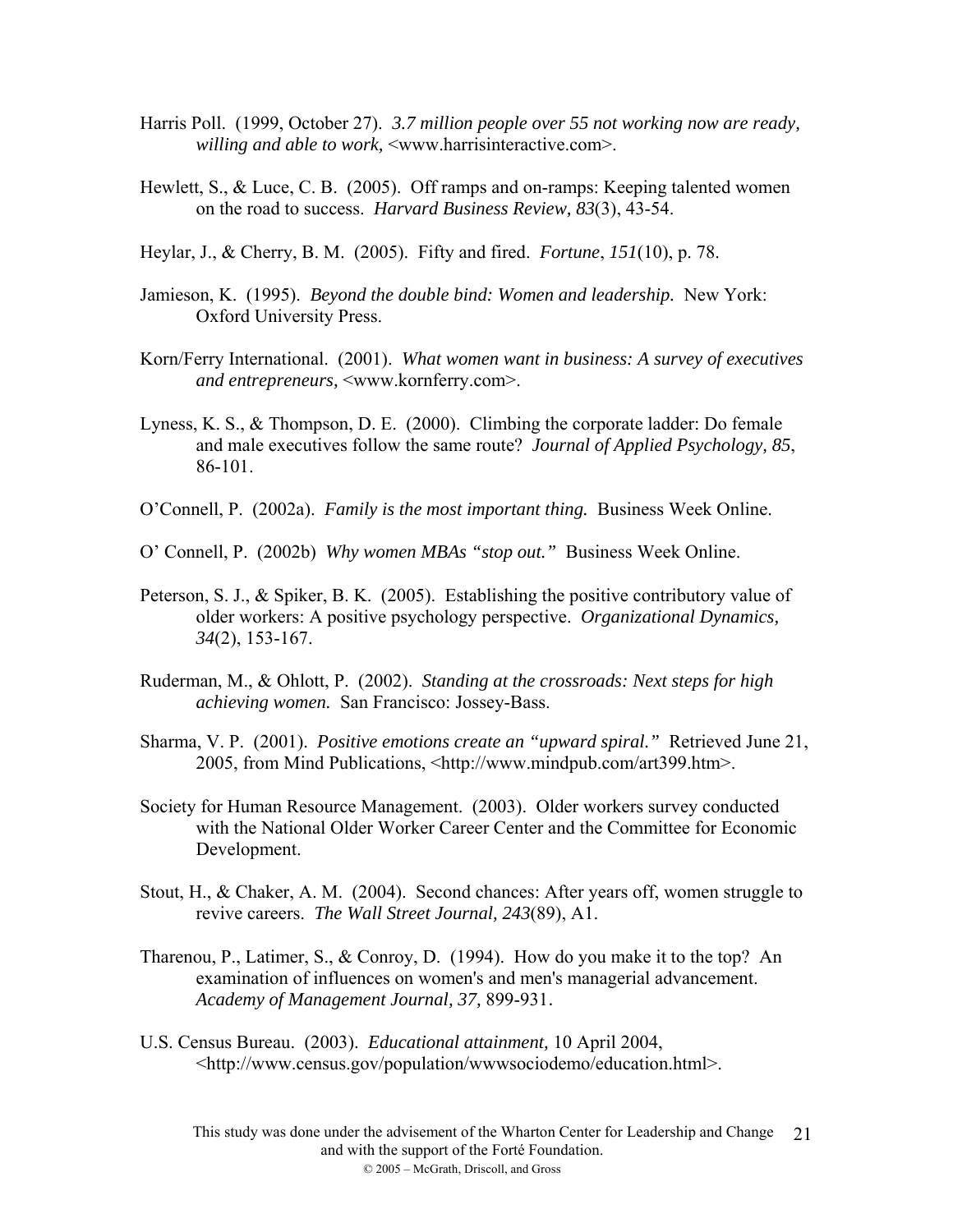Harris Poll. (1999, October 27). *3.7 million people over 55 not working now are ready, willing and able to work,* <www.harrisinteractive.com>.

Hewlett, S., & Luce, C. B. (2005). Off ramps and on-ramps: Keeping talented women on the road to success. *Harvard Business Review, 83*(3), 43-54.

Heylar, J., & Cherry, B. M. (2005). Fifty and fired. *Fortune*, *151*(10), p. 78.

Jamieson, K. (1995). *Beyond the double bind: Women and leadership.* New York: Oxford University Press.

Korn/Ferry International. (2001). *What women want in business: A survey of executives and entrepreneurs,* <www.kornferry.com>.

Lyness, K. S., & Thompson, D. E. (2000). Climbing the corporate ladder: Do female and male executives follow the same route? *Journal of Applied Psychology, 85*, 86-101.

O'Connell, P. (2002a). *Family is the most important thing.* Business Week Online.

O' Connell, P. (2002b) *Why women MBAs "stop out."* Business Week Online.

Peterson, S. J., & Spiker, B. K. (2005). Establishing the positive contributory value of older workers: A positive psychology perspective. *Organizational Dynamics, 34*(2), 153-167.

Ruderman, M., & Ohlott, P. (2002). *Standing at the crossroads: Next steps for high achieving women.* San Francisco: Jossey-Bass.

Sharma, V. P. (2001). *Positive emotions create an "upward spiral."* Retrieved June 21, 2005, from Mind Publications, <http://www.mindpub.com/art399.htm>.

Society for Human Resource Management. (2003). Older workers survey conducted with the National Older Worker Career Center and the Committee for Economic Development.

Stout, H., & Chaker, A. M. (2004). Second chances: After years off, women struggle to revive careers. *The Wall Street Journal, 243*(89), A1.

Tharenou, P., Latimer, S., & Conroy, D. (1994). How do you make it to the top? An examination of influences on women's and men's managerial advancement. *Academy of Management Journal, 37,* 899-931.

U.S. Census Bureau. (2003). *Educational attainment,* 10 April 2004, <http://www.census.gov/population/wwwsociodemo/education.html>.

This study was done under the advisement of the Wharton Center for Leadership and Change and with the support of the Forté Foundation.
© 2005 – McGrath, Driscoll, and Gross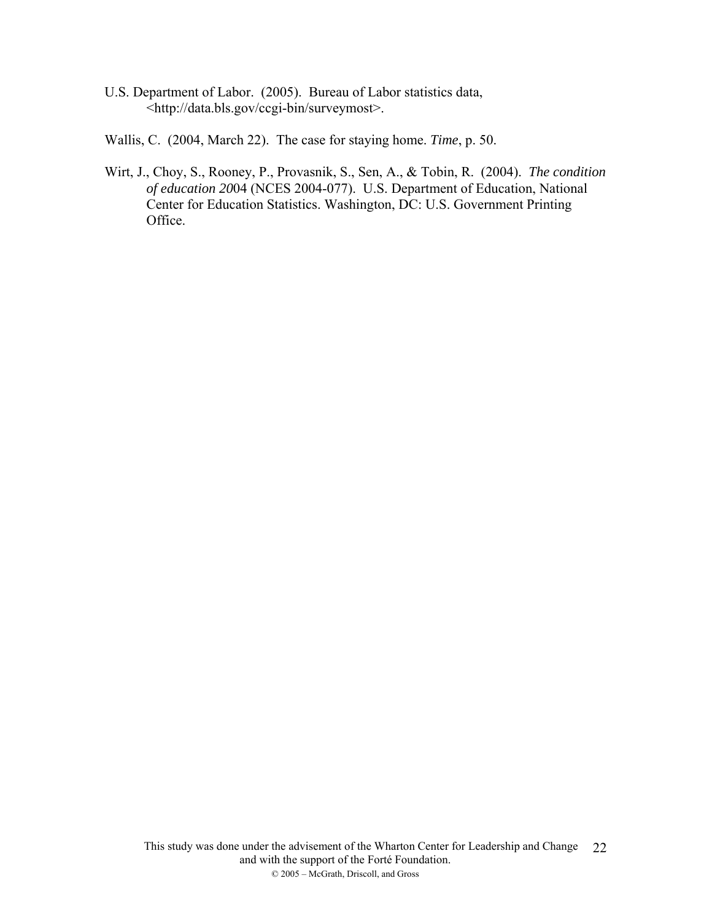U.S. Department of Labor. (2005). Bureau of Labor statistics data, <http://data.bls.gov/ccgi-bin/surveymost>.

Wallis, C. (2004, March 22). The case for staying home. *Time*, p. 50.

Wirt, J., Choy, S., Rooney, P., Provasnik, S., Sen, A., & Tobin, R. (2004). *The condition of education 20*04 (NCES 2004-077). U.S. Department of Education, National Center for Education Statistics. Washington, DC: U.S. Government Printing Office.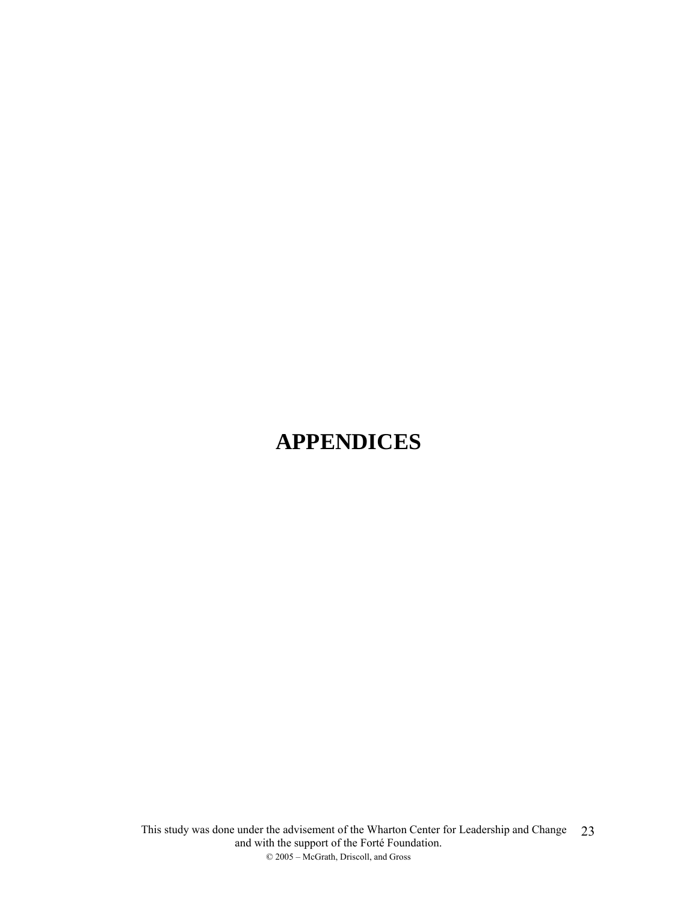# APPENDICES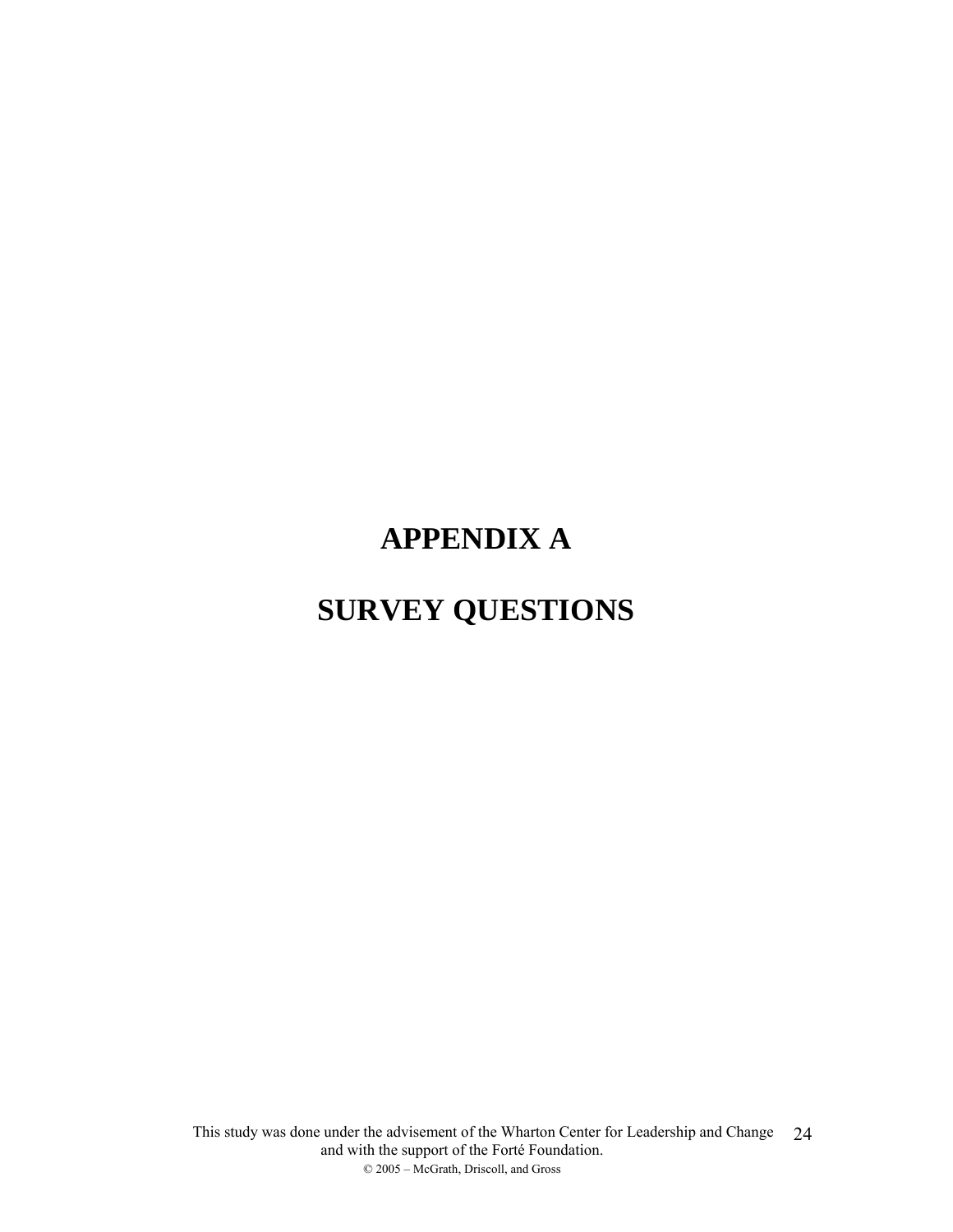# APPENDIX A

# SURVEY QUESTIONS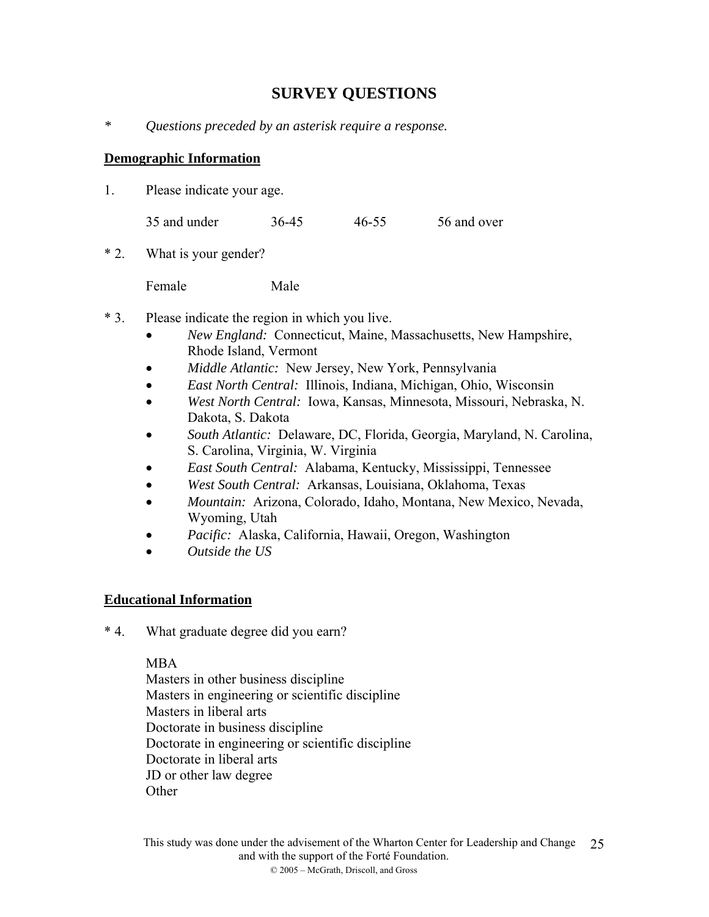## SURVEY QUESTIONS

\* *Questions preceded by an asterisk require a response.*

### Demographic Information

1. Please indicate your age.

   35 and under 36-45 46-55 56 and over

\* 2. What is your gender?

   Female Male

\* 3. Please indicate the region in which you live.

- *New England:* Connecticut, Maine, Massachusetts, New Hampshire, Rhode Island, Vermont
- *Middle Atlantic:* New Jersey, New York, Pennsylvania
- *East North Central:* Illinois, Indiana, Michigan, Ohio, Wisconsin
- *West North Central:* Iowa, Kansas, Minnesota, Missouri, Nebraska, N. Dakota, S. Dakota
- *South Atlantic:* Delaware, DC, Florida, Georgia, Maryland, N. Carolina, S. Carolina, Virginia, W. Virginia
- *East South Central:* Alabama, Kentucky, Mississippi, Tennessee
- *West South Central:* Arkansas, Louisiana, Oklahoma, Texas
- *Mountain:* Arizona, Colorado, Idaho, Montana, New Mexico, Nevada, Wyoming, Utah
- *Pacific:* Alaska, California, Hawaii, Oregon, Washington
- *Outside the US*

### Educational Information

\* 4. What graduate degree did you earn?

   MBA
   Masters in other business discipline
   Masters in engineering or scientific discipline
   Masters in liberal arts
   Doctorate in business discipline
   Doctorate in engineering or scientific discipline
   Doctorate in liberal arts
   JD or other law degree
   Other

This study was done under the advisement of the Wharton Center for Leadership and Change and with the support of the Forté Foundation.
© 2005 – McGrath, Driscoll, and Gross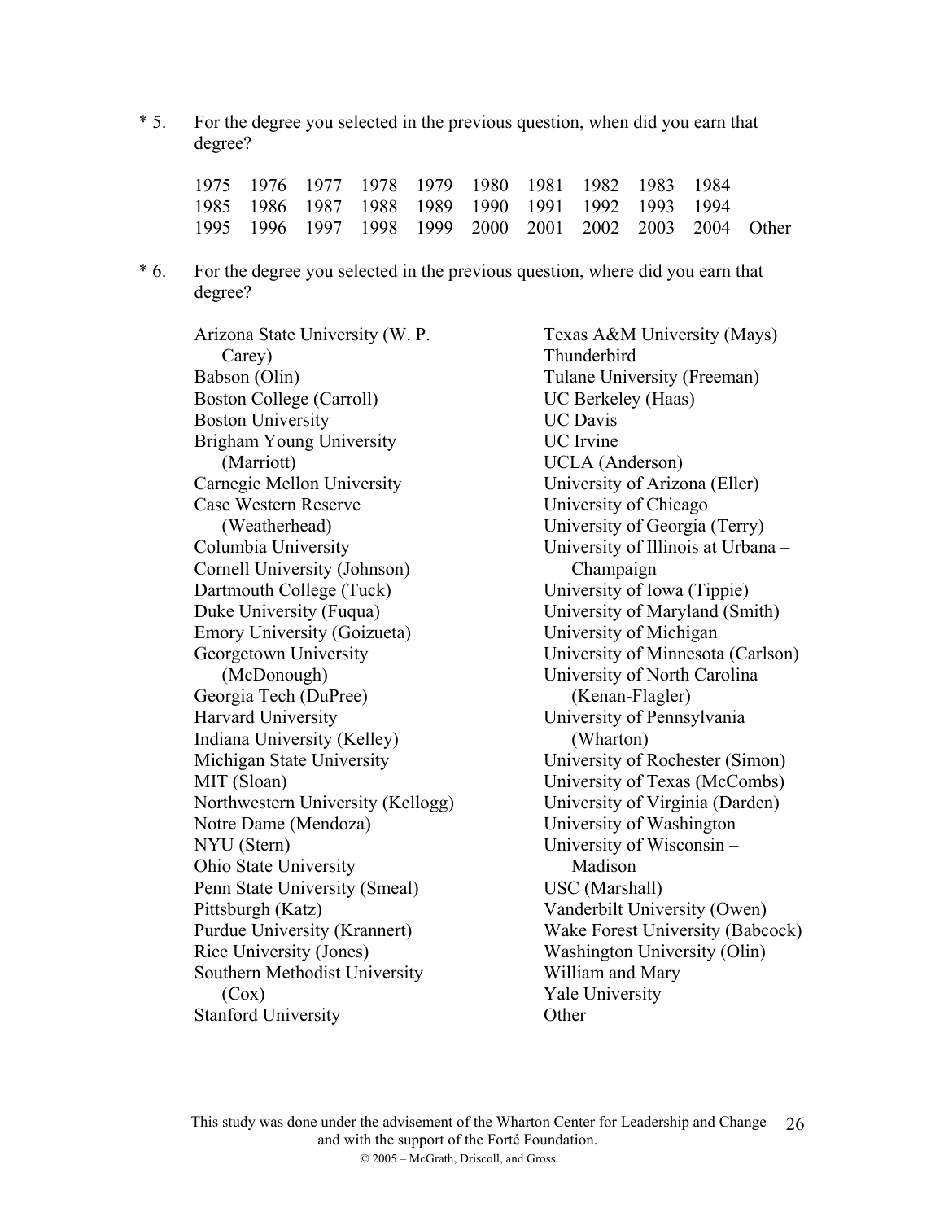\* 5. For the degree you selected in the previous question, when did you earn that degree?

1975 1976 1977 1978 1979 1980 1981 1982 1983 1984
1985 1986 1987 1988 1989 1990 1991 1992 1993 1994
1995 1996 1997 1998 1999 2000 2001 2002 2003 2004 Other

\* 6. For the degree you selected in the previous question, where did you earn that degree?

Arizona State University (W. P. Carey)
Babson (Olin)
Boston College (Carroll)
Boston University
Brigham Young University (Marriott)
Carnegie Mellon University
Case Western Reserve (Weatherhead)
Columbia University
Cornell University (Johnson)
Dartmouth College (Tuck)
Duke University (Fuqua)
Emory University (Goizueta)
Georgetown University (McDonough)
Georgia Tech (DuPree)
Harvard University
Indiana University (Kelley)
Michigan State University
MIT (Sloan)
Northwestern University (Kellogg)
Notre Dame (Mendoza)
NYU (Stern)
Ohio State University
Penn State University (Smeal)
Pittsburgh (Katz)
Purdue University (Krannert)
Rice University (Jones)
Southern Methodist University (Cox)
Stanford University
Texas A&M University (Mays)
Thunderbird
Tulane University (Freeman)
UC Berkeley (Haas)
UC Davis
UC Irvine
UCLA (Anderson)
University of Arizona (Eller)
University of Chicago
University of Georgia (Terry)
University of Illinois at Urbana – Champaign
University of Iowa (Tippie)
University of Maryland (Smith)
University of Michigan
University of Minnesota (Carlson)
University of North Carolina (Kenan-Flagler)
University of Pennsylvania (Wharton)
University of Rochester (Simon)
University of Texas (McCombs)
University of Virginia (Darden)
University of Washington
University of Wisconsin – Madison
USC (Marshall)
Vanderbilt University (Owen)
Wake Forest University (Babcock)
Washington University (Olin)
William and Mary
Yale University
Other

This study was done under the advisement of the Wharton Center for Leadership and Change and with the support of the Forté Foundation.
© 2005 – McGrath, Driscoll, and Gross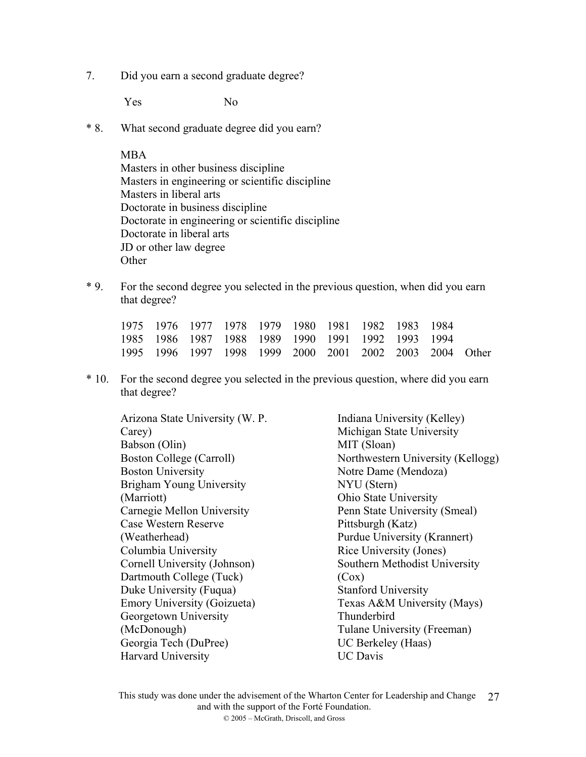7. Did you earn a second graduate degree?

Yes No

\* 8. What second graduate degree did you earn?

MBA
Masters in other business discipline
Masters in engineering or scientific discipline
Masters in liberal arts
Doctorate in business discipline
Doctorate in engineering or scientific discipline
Doctorate in liberal arts
JD or other law degree
Other

\* 9. For the second degree you selected in the previous question, when did you earn that degree?

1975 1976 1977 1978 1979 1980 1981 1982 1983 1984
1985 1986 1987 1988 1989 1990 1991 1992 1993 1994
1995 1996 1997 1998 1999 2000 2001 2002 2003 2004 Other

\* 10. For the second degree you selected in the previous question, where did you earn that degree?

Arizona State University (W. P. Carey)
Babson (Olin)
Boston College (Carroll)
Boston University
Brigham Young University (Marriott)
Carnegie Mellon University
Case Western Reserve (Weatherhead)
Columbia University
Cornell University (Johnson)
Dartmouth College (Tuck)
Duke University (Fuqua)
Emory University (Goizueta)
Georgetown University (McDonough)
Georgia Tech (DuPree)
Harvard University
Indiana University (Kelley)
Michigan State University
MIT (Sloan)
Northwestern University (Kellogg)
Notre Dame (Mendoza)
NYU (Stern)
Ohio State University
Penn State University (Smeal)
Pittsburgh (Katz)
Purdue University (Krannert)
Rice University (Jones)
Southern Methodist University (Cox)
Stanford University
Texas A&M University (Mays)
Thunderbird
Tulane University (Freeman)
UC Berkeley (Haas)
UC Davis

This study was done under the advisement of the Wharton Center for Leadership and Change and with the support of the Forté Foundation.
© 2005 – McGrath, Driscoll, and Gross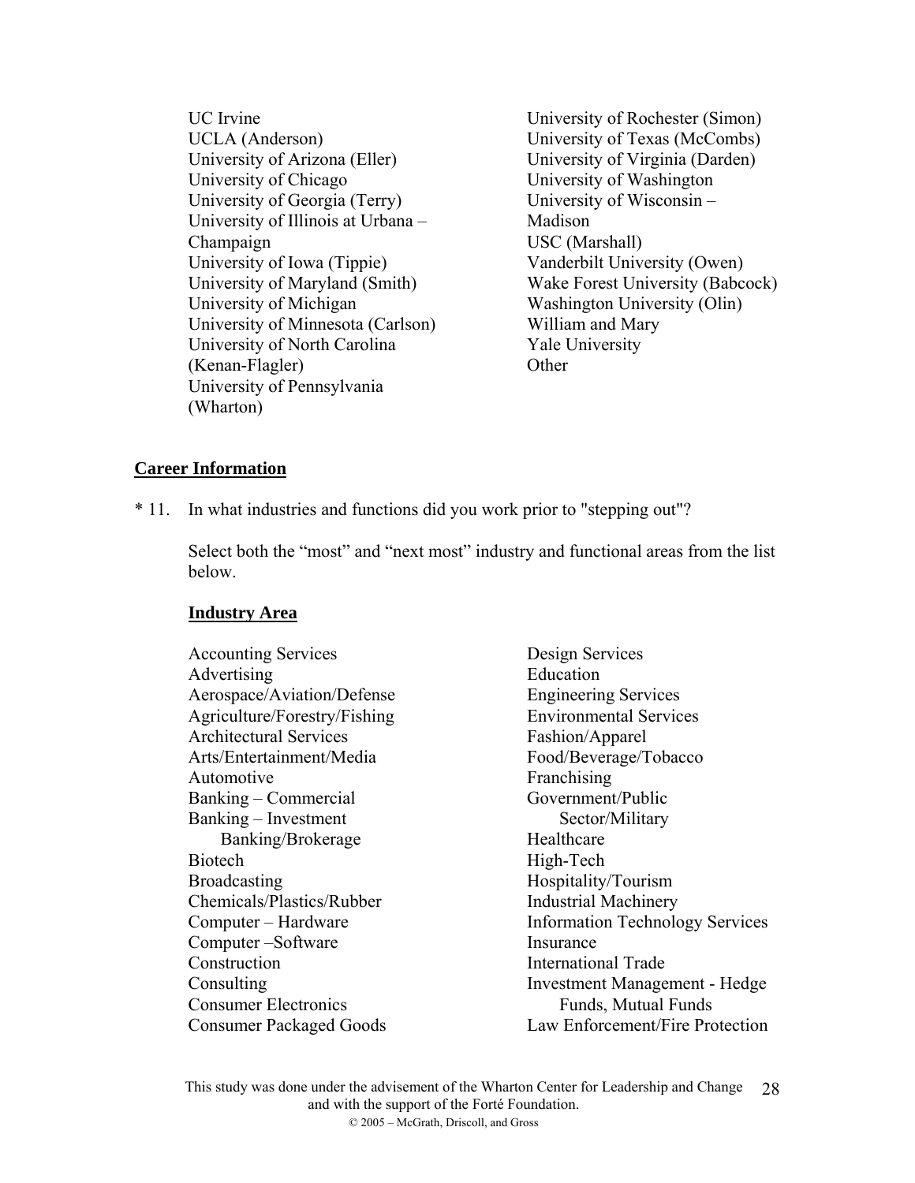UC Irvine
UCLA (Anderson)
University of Arizona (Eller)
University of Chicago
University of Georgia (Terry)
University of Illinois at Urbana – Champaign
University of Iowa (Tippie)
University of Maryland (Smith)
University of Michigan
University of Minnesota (Carlson)
University of North Carolina (Kenan-Flagler)
University of Pennsylvania (Wharton)
University of Rochester (Simon)
University of Texas (McCombs)
University of Virginia (Darden)
University of Washington
University of Wisconsin – Madison
USC (Marshall)
Vanderbilt University (Owen)
Wake Forest University (Babcock)
Washington University (Olin)
William and Mary
Yale University
Other

## Career Information

\* 11. In what industries and functions did you work prior to "stepping out"?

Select both the "most" and "next most" industry and functional areas from the list below.

### Industry Area

Accounting Services
Advertising
Aerospace/Aviation/Defense
Agriculture/Forestry/Fishing
Architectural Services
Arts/Entertainment/Media
Automotive
Banking – Commercial
Banking – Investment Banking/Brokerage
Biotech
Broadcasting
Chemicals/Plastics/Rubber
Computer – Hardware
Computer –Software
Construction
Consulting
Consumer Electronics
Consumer Packaged Goods
Design Services
Education
Engineering Services
Environmental Services
Fashion/Apparel
Food/Beverage/Tobacco
Franchising
Government/Public Sector/Military
Healthcare
High-Tech
Hospitality/Tourism
Industrial Machinery
Information Technology Services
Insurance
International Trade
Investment Management - Hedge Funds, Mutual Funds
Law Enforcement/Fire Protection

This study was done under the advisement of the Wharton Center for Leadership and Change and with the support of the Forté Foundation.
© 2005 – McGrath, Driscoll, and Gross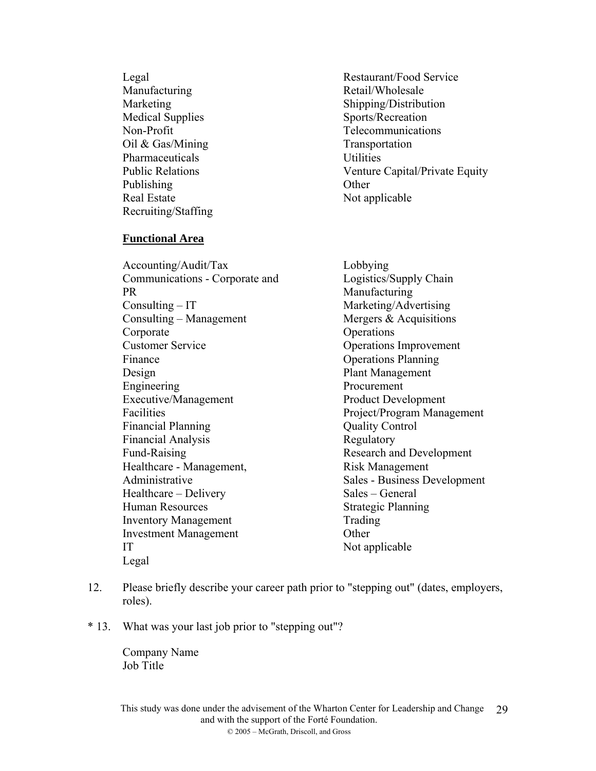Legal
Manufacturing
Marketing
Medical Supplies
Non-Profit
Oil & Gas/Mining
Pharmaceuticals
Public Relations
Publishing
Real Estate
Recruiting/Staffing
Restaurant/Food Service
Retail/Wholesale
Shipping/Distribution
Sports/Recreation
Telecommunications
Transportation
Utilities
Venture Capital/Private Equity
Other
Not applicable

**Functional Area**

Accounting/Audit/Tax
Communications - Corporate and PR
Consulting – IT
Consulting – Management
Corporate
Customer Service
Finance
Design
Engineering
Executive/Management
Facilities
Financial Planning
Financial Analysis
Fund-Raising
Healthcare - Management, Administrative
Healthcare – Delivery
Human Resources
Inventory Management
Investment Management
IT
Legal
Lobbying
Logistics/Supply Chain
Manufacturing
Marketing/Advertising
Mergers & Acquisitions
Operations
Operations Improvement
Operations Planning
Plant Management
Procurement
Product Development
Project/Program Management
Quality Control
Regulatory
Research and Development
Risk Management
Sales - Business Development
Sales – General
Strategic Planning
Trading
Other
Not applicable

12. Please briefly describe your career path prior to "stepping out" (dates, employers, roles).

\* 13. What was your last job prior to "stepping out"?

Company Name
Job Title

This study was done under the advisement of the Wharton Center for Leadership and Change and with the support of the Forté Foundation.
© 2005 – McGrath, Driscoll, and Gross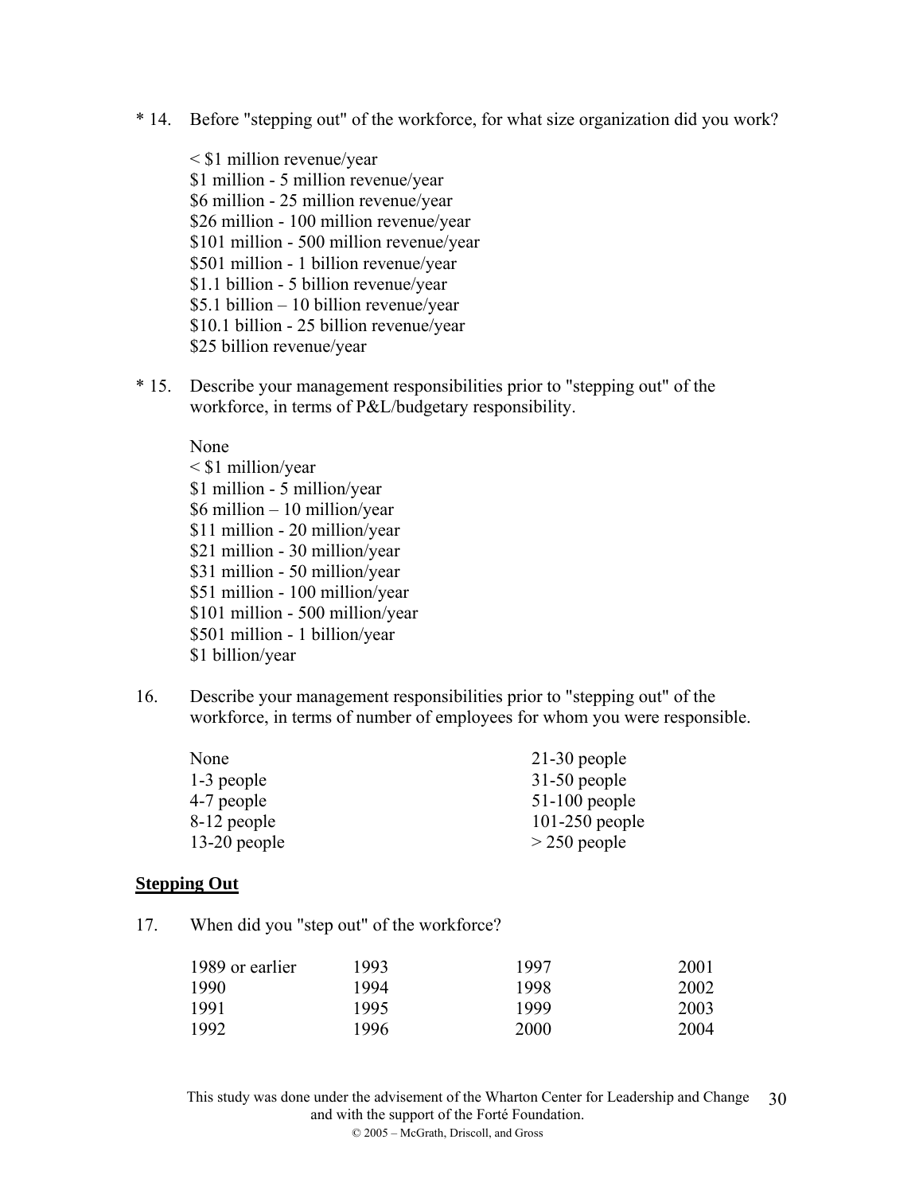\* 14. Before "stepping out" of the workforce, for what size organization did you work?

< $1 million revenue/year
$1 million - 5 million revenue/year
$6 million - 25 million revenue/year
$26 million - 100 million revenue/year
$101 million - 500 million revenue/year
$501 million - 1 billion revenue/year
$1.1 billion - 5 billion revenue/year
$5.1 billion – 10 billion revenue/year
$10.1 billion - 25 billion revenue/year
$25 billion revenue/year

\* 15. Describe your management responsibilities prior to "stepping out" of the workforce, in terms of P&L/budgetary responsibility.

None
< $1 million/year
$1 million - 5 million/year
$6 million – 10 million/year
$11 million - 20 million/year
$21 million - 30 million/year
$31 million - 50 million/year
$51 million - 100 million/year
$101 million - 500 million/year
$501 million - 1 billion/year
$1 billion/year

16. Describe your management responsibilities prior to "stepping out" of the workforce, in terms of number of employees for whom you were responsible.

| | |
|---|---|
| None | 21-30 people |
| 1-3 people | 31-50 people |
| 4-7 people | 51-100 people |
| 8-12 people | 101-250 people |
| 13-20 people | > 250 people |

**Stepping Out**

17. When did you "step out" of the workforce?

| | | | |
|---|---|---|---|
| 1989 or earlier | 1993 | 1997 | 2001 |
| 1990 | 1994 | 1998 | 2002 |
| 1991 | 1995 | 1999 | 2003 |
| 1992 | 1996 | 2000 | 2004 |

This study was done under the advisement of the Wharton Center for Leadership and Change and with the support of the Forté Foundation.
© 2005 – McGrath, Driscoll, and Gross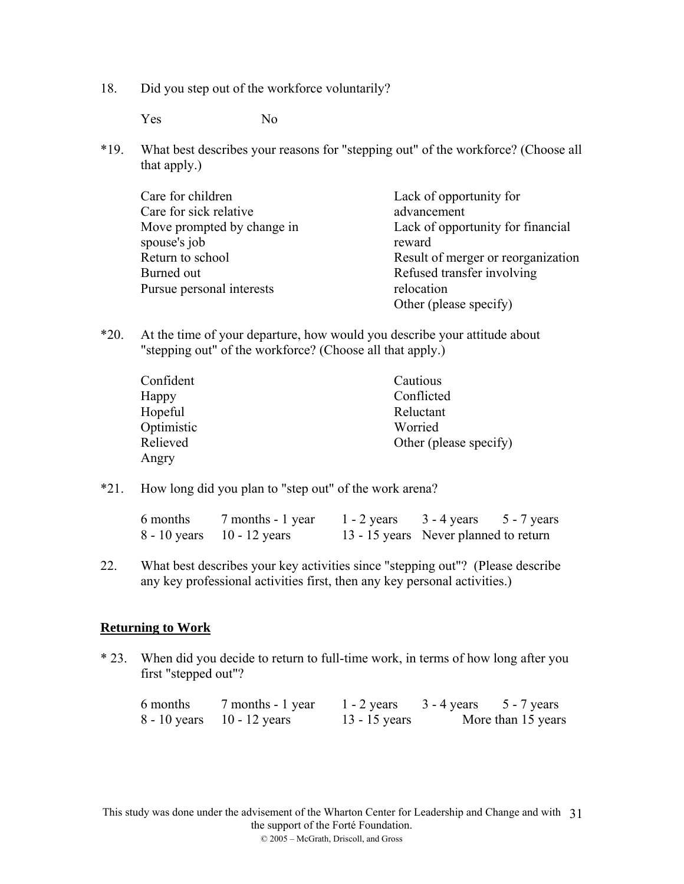18. Did you step out of the workforce voluntarily?

    Yes    No

*19. What best describes your reasons for "stepping out" of the workforce? (Choose all that apply.)

    Care for children
    Care for sick relative
    Move prompted by change in spouse's job
    Return to school
    Burned out
    Pursue personal interests
    Lack of opportunity for advancement
    Lack of opportunity for financial reward
    Result of merger or reorganization
    Refused transfer involving relocation
    Other (please specify)

*20. At the time of your departure, how would you describe your attitude about "stepping out" of the workforce? (Choose all that apply.)

    Confident
    Happy
    Hopeful
    Optimistic
    Relieved
    Angry
    Cautious
    Conflicted
    Reluctant
    Worried
    Other (please specify)

*21. How long did you plan to "step out" of the work arena?

    6 months    7 months - 1 year    1 - 2 years    3 - 4 years    5 - 7 years
    8 - 10 years    10 - 12 years    13 - 15 years    Never planned to return

22. What best describes your key activities since "stepping out"? (Please describe any key professional activities first, then any key personal activities.)

## Returning to Work

* 23. When did you decide to return to full-time work, in terms of how long after you first "stepped out"?

    6 months    7 months - 1 year    1 - 2 years    3 - 4 years    5 - 7 years
    8 - 10 years    10 - 12 years    13 - 15 years    More than 15 years

This study was done under the advisement of the Wharton Center for Leadership and Change and with the support of the Forté Foundation.
© 2005 – McGrath, Driscoll, and Gross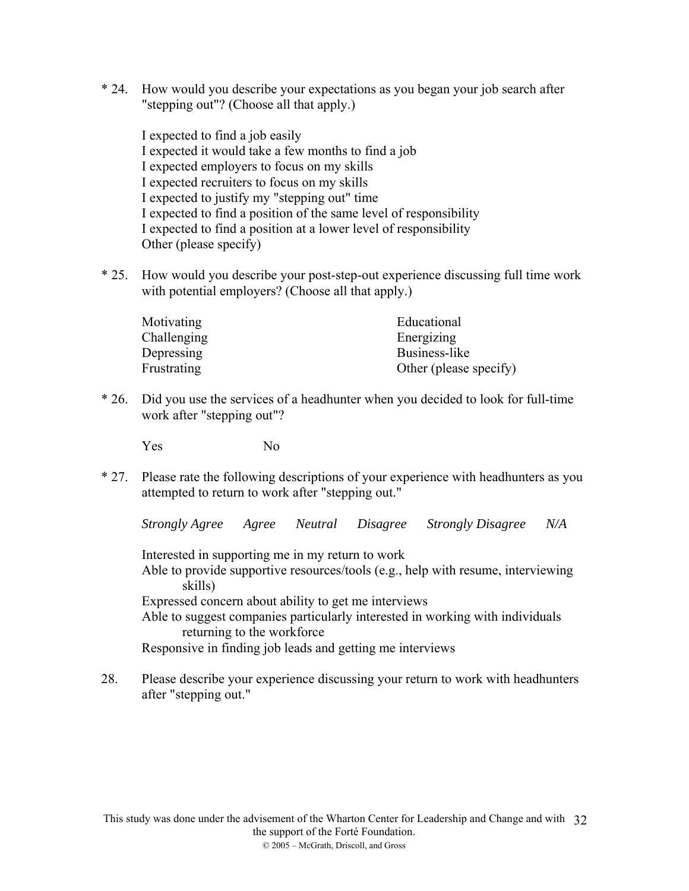\* 24. How would you describe your expectations as you began your job search after "stepping out"? (Choose all that apply.)

I expected to find a job easily
I expected it would take a few months to find a job
I expected employers to focus on my skills
I expected recruiters to focus on my skills
I expected to justify my "stepping out" time
I expected to find a position of the same level of responsibility
I expected to find a position at a lower level of responsibility
Other (please specify)

\* 25. How would you describe your post-step-out experience discussing full time work with potential employers? (Choose all that apply.)

Motivating
Challenging
Depressing
Frustrating
Educational
Energizing
Business-like
Other (please specify)

\* 26. Did you use the services of a headhunter when you decided to look for full-time work after "stepping out"?

Yes    No

\* 27. Please rate the following descriptions of your experience with headhunters as you attempted to return to work after "stepping out."

*Strongly Agree    Agree    Neutral    Disagree    Strongly Disagree    N/A*

Interested in supporting me in my return to work
Able to provide supportive resources/tools (e.g., help with resume, interviewing skills)
Expressed concern about ability to get me interviews
Able to suggest companies particularly interested in working with individuals returning to the workforce
Responsive in finding job leads and getting me interviews

28. Please describe your experience discussing your return to work with headhunters after "stepping out."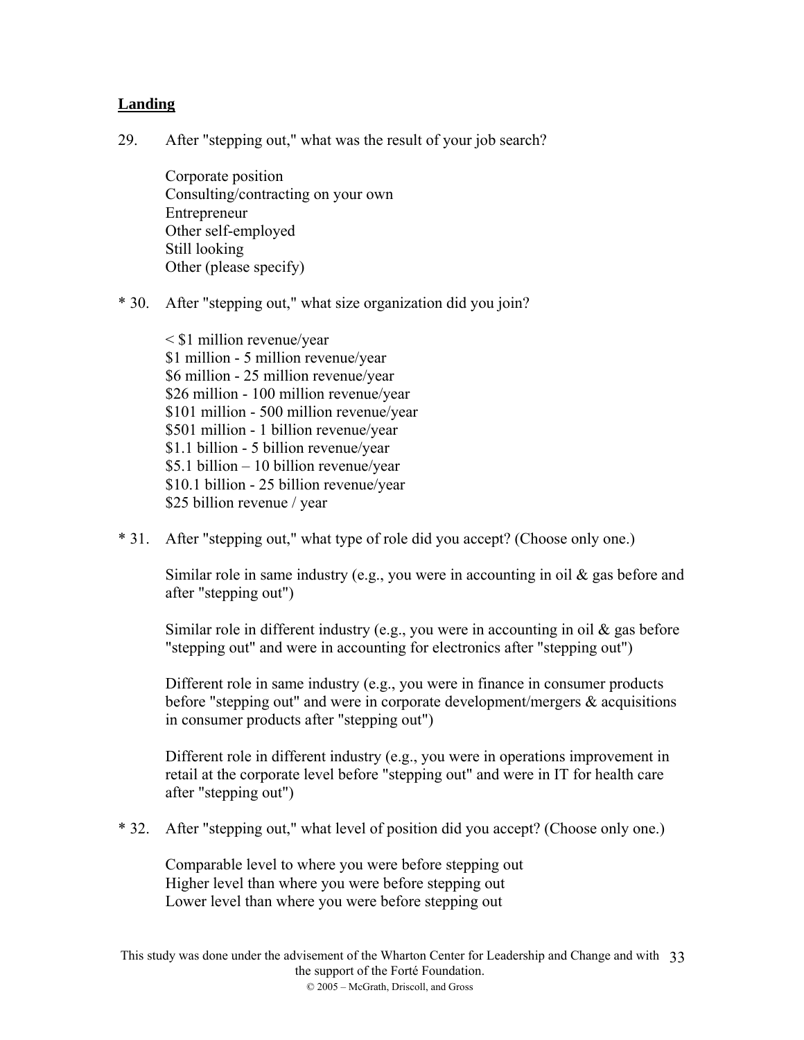**Landing**

29. After "stepping out," what was the result of your job search?

    Corporate position
    Consulting/contracting on your own
    Entrepreneur
    Other self-employed
    Still looking
    Other (please specify)

* 30. After "stepping out," what size organization did you join?

    < $1 million revenue/year
    $1 million - 5 million revenue/year
    $6 million - 25 million revenue/year
    $26 million - 100 million revenue/year
    $101 million - 500 million revenue/year
    $501 million - 1 billion revenue/year
    $1.1 billion - 5 billion revenue/year
    $5.1 billion – 10 billion revenue/year
    $10.1 billion - 25 billion revenue/year
    $25 billion revenue / year

* 31. After "stepping out," what type of role did you accept? (Choose only one.)

    Similar role in same industry (e.g., you were in accounting in oil & gas before and after "stepping out")

    Similar role in different industry (e.g., you were in accounting in oil & gas before "stepping out" and were in accounting for electronics after "stepping out")

    Different role in same industry (e.g., you were in finance in consumer products before "stepping out" and were in corporate development/mergers & acquisitions in consumer products after "stepping out")

    Different role in different industry (e.g., you were in operations improvement in retail at the corporate level before "stepping out" and were in IT for health care after "stepping out")

* 32. After "stepping out," what level of position did you accept? (Choose only one.)

    Comparable level to where you were before stepping out
    Higher level than where you were before stepping out
    Lower level than where you were before stepping out

This study was done under the advisement of the Wharton Center for Leadership and Change and with the support of the Forté Foundation.
© 2005 – McGrath, Driscoll, and Gross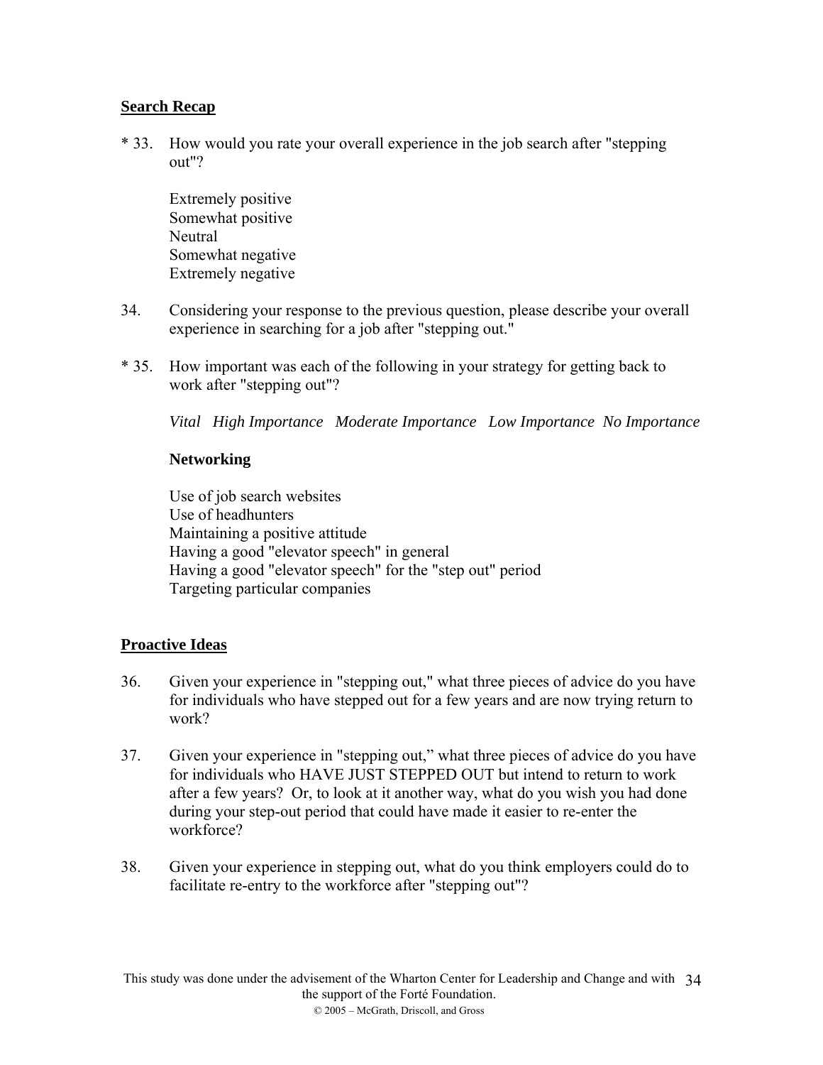**Search Recap**

\* 33. How would you rate your overall experience in the job search after "stepping out"?

Extremely positive
Somewhat positive
Neutral
Somewhat negative
Extremely negative

34. Considering your response to the previous question, please describe your overall experience in searching for a job after "stepping out."

\* 35. How important was each of the following in your strategy for getting back to work after "stepping out"?

*Vital High Importance Moderate Importance Low Importance No Importance*

**Networking**

Use of job search websites
Use of headhunters
Maintaining a positive attitude
Having a good "elevator speech" in general
Having a good "elevator speech" for the "step out" period
Targeting particular companies

**Proactive Ideas**

36. Given your experience in "stepping out," what three pieces of advice do you have for individuals who have stepped out for a few years and are now trying return to work?

37. Given your experience in "stepping out," what three pieces of advice do you have for individuals who HAVE JUST STEPPED OUT but intend to return to work after a few years? Or, to look at it another way, what do you wish you had done during your step-out period that could have made it easier to re-enter the workforce?

38. Given your experience in stepping out, what do you think employers could do to facilitate re-entry to the workforce after "stepping out"?

This study was done under the advisement of the Wharton Center for Leadership and Change and with the support of the Forté Foundation.
© 2005 – McGrath, Driscoll, and Gross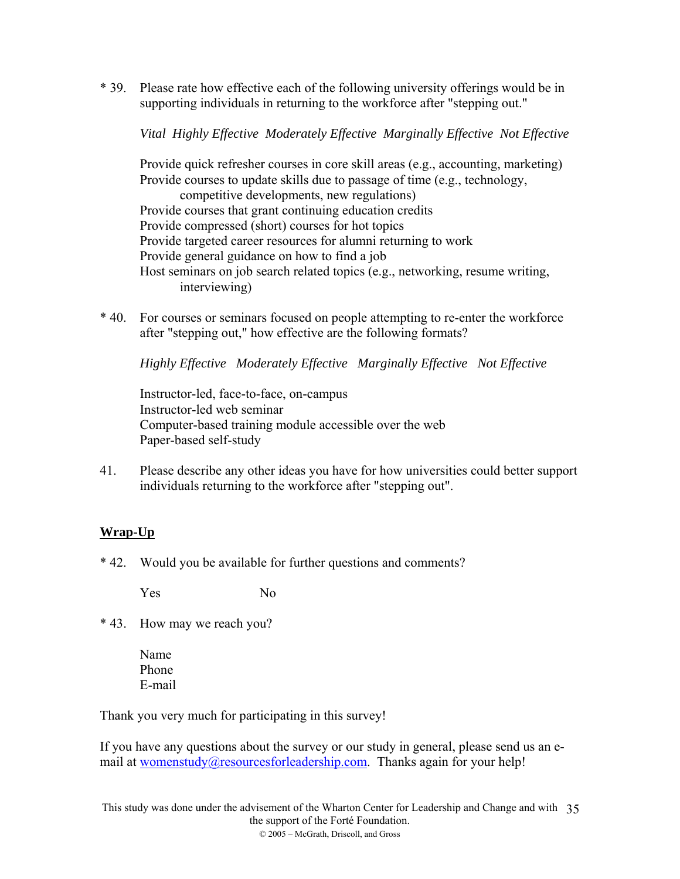\* 39. Please rate how effective each of the following university offerings would be in supporting individuals in returning to the workforce after "stepping out."

*Vital Highly Effective Moderately Effective Marginally Effective Not Effective*

Provide quick refresher courses in core skill areas (e.g., accounting, marketing)
Provide courses to update skills due to passage of time (e.g., technology, competitive developments, new regulations)
Provide courses that grant continuing education credits
Provide compressed (short) courses for hot topics
Provide targeted career resources for alumni returning to work
Provide general guidance on how to find a job
Host seminars on job search related topics (e.g., networking, resume writing, interviewing)

\* 40. For courses or seminars focused on people attempting to re-enter the workforce after "stepping out," how effective are the following formats?

*Highly Effective Moderately Effective Marginally Effective Not Effective*

Instructor-led, face-to-face, on-campus
Instructor-led web seminar
Computer-based training module accessible over the web
Paper-based self-study

41. Please describe any other ideas you have for how universities could better support individuals returning to the workforce after "stepping out".

**Wrap-Up**

\* 42. Would you be available for further questions and comments?

Yes No

\* 43. How may we reach you?

Name
Phone
E-mail

Thank you very much for participating in this survey!

If you have any questions about the survey or our study in general, please send us an e-mail at womenstudy@resourcesforleadership.com. Thanks again for your help!

This study was done under the advisement of the Wharton Center for Leadership and Change and with the support of the Forté Foundation.
© 2005 – McGrath, Driscoll, and Gross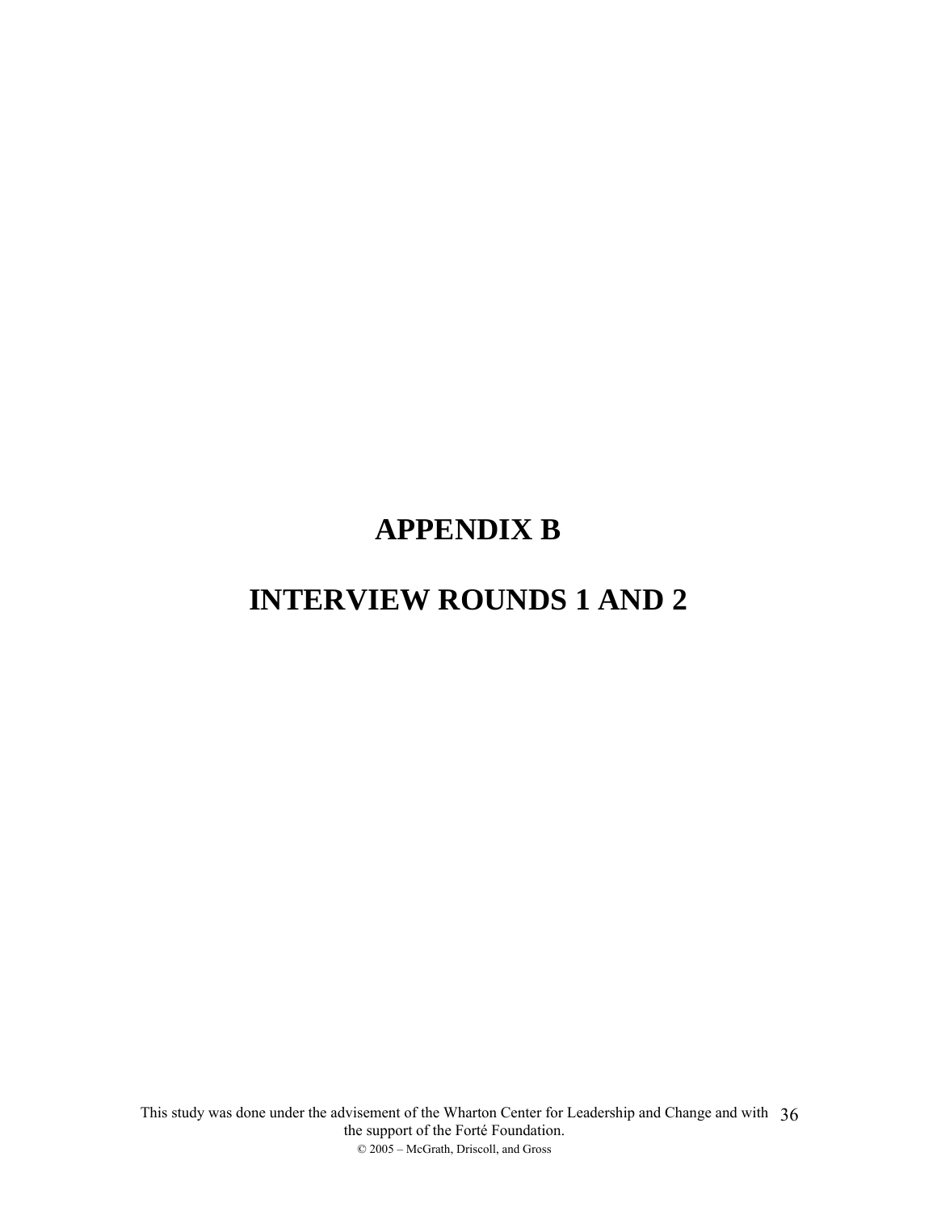# APPENDIX B

# INTERVIEW ROUNDS 1 AND 2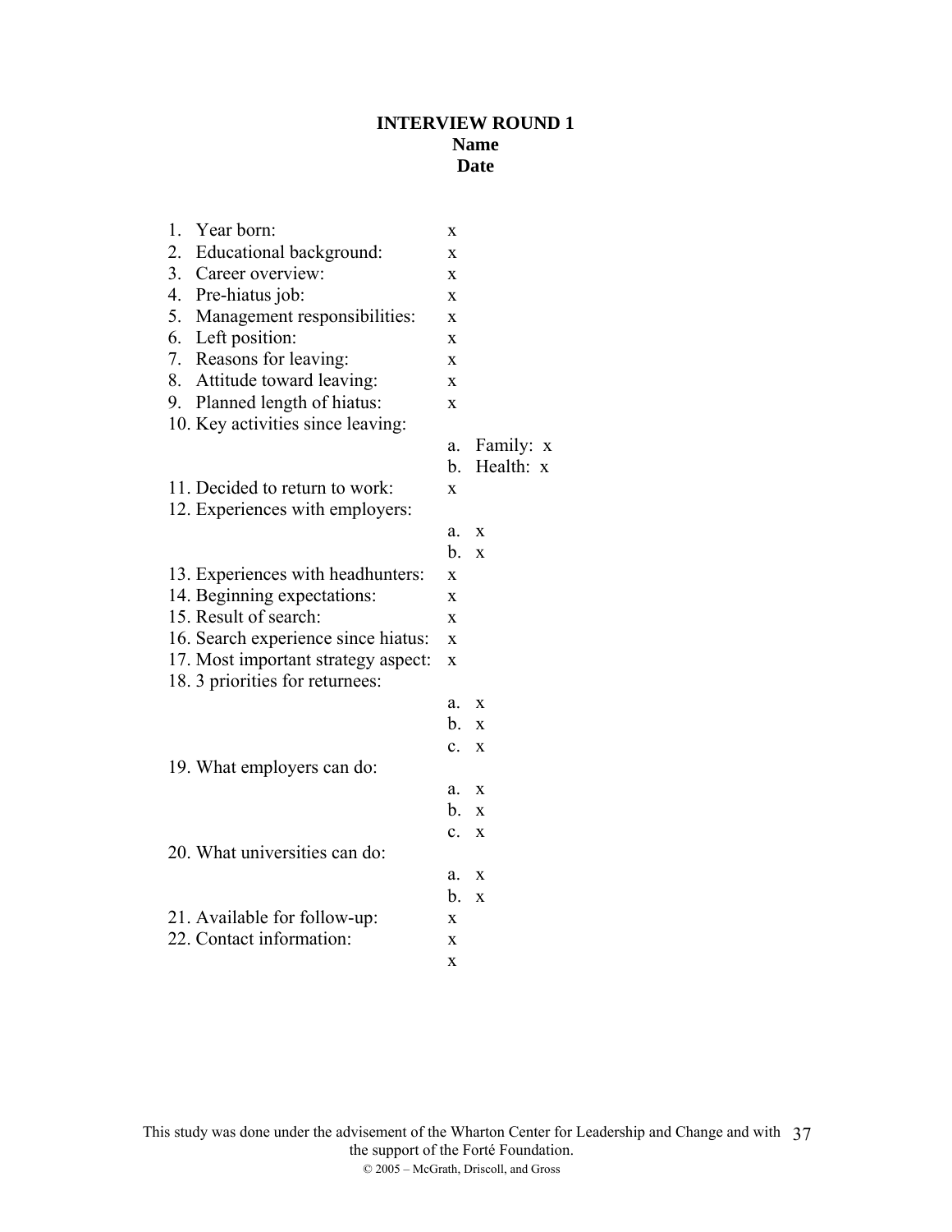**INTERVIEW ROUND 1**
**Name**
**Date**

1. Year born: x
2. Educational background: x
3. Career overview: x
4. Pre-hiatus job: x
5. Management responsibilities: x
6. Left position: x
7. Reasons for leaving: x
8. Attitude toward leaving: x
9. Planned length of hiatus: x
10. Key activities since leaving:
    a. Family: x
    b. Health: x
11. Decided to return to work: x
12. Experiences with employers:
    a. x
    b. x
13. Experiences with headhunters: x
14. Beginning expectations: x
15. Result of search: x
16. Search experience since hiatus: x
17. Most important strategy aspect: x
18. 3 priorities for returnees:
    a. x
    b. x
    c. x
19. What employers can do:
    a. x
    b. x
    c. x
20. What universities can do:
    a. x
    b. x
21. Available for follow-up: x
22. Contact information: x
    x

This study was done under the advisement of the Wharton Center for Leadership and Change and with the support of the Forté Foundation.
© 2005 – McGrath, Driscoll, and Gross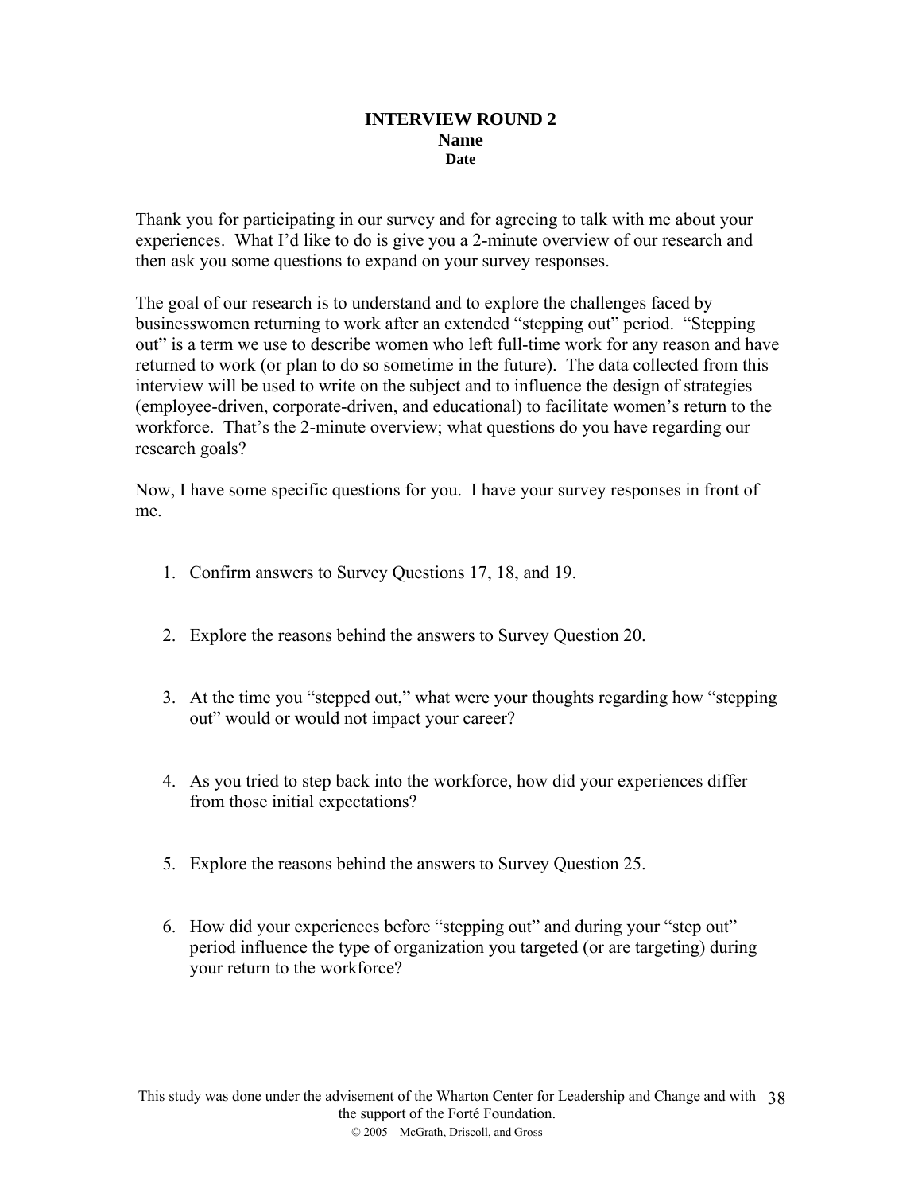# INTERVIEW ROUND 2

**Name**

**Date**

Thank you for participating in our survey and for agreeing to talk with me about your experiences. What I'd like to do is give you a 2-minute overview of our research and then ask you some questions to expand on your survey responses.

The goal of our research is to understand and to explore the challenges faced by businesswomen returning to work after an extended "stepping out" period. "Stepping out" is a term we use to describe women who left full-time work for any reason and have returned to work (or plan to do so sometime in the future). The data collected from this interview will be used to write on the subject and to influence the design of strategies (employee-driven, corporate-driven, and educational) to facilitate women's return to the workforce. That's the 2-minute overview; what questions do you have regarding our research goals?

Now, I have some specific questions for you. I have your survey responses in front of me.

1. Confirm answers to Survey Questions 17, 18, and 19.

2. Explore the reasons behind the answers to Survey Question 20.

3. At the time you "stepped out," what were your thoughts regarding how "stepping out" would or would not impact your career?

4. As you tried to step back into the workforce, how did your experiences differ from those initial expectations?

5. Explore the reasons behind the answers to Survey Question 25.

6. How did your experiences before "stepping out" and during your "step out" period influence the type of organization you targeted (or are targeting) during your return to the workforce?

This study was done under the advisement of the Wharton Center for Leadership and Change and with the support of the Forté Foundation.

© 2005 – McGrath, Driscoll, and Gross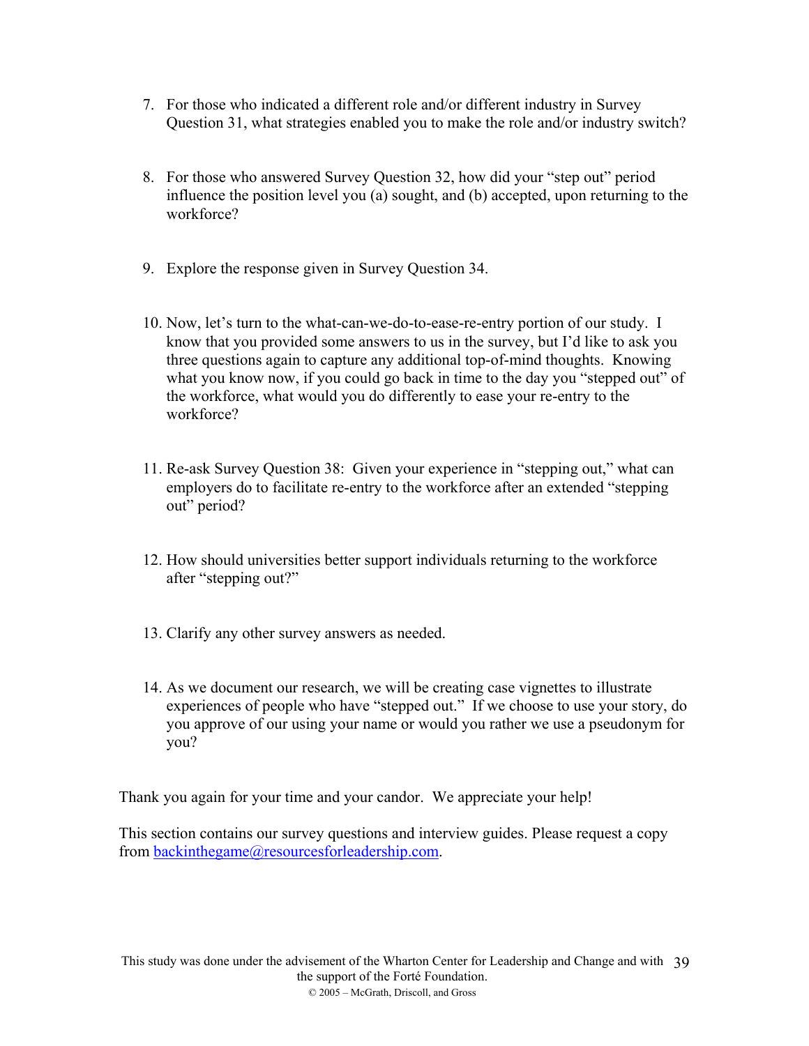7. For those who indicated a different role and/or different industry in Survey Question 31, what strategies enabled you to make the role and/or industry switch?

8. For those who answered Survey Question 32, how did your "step out" period influence the position level you (a) sought, and (b) accepted, upon returning to the workforce?

9. Explore the response given in Survey Question 34.

10. Now, let's turn to the what-can-we-do-to-ease-re-entry portion of our study. I know that you provided some answers to us in the survey, but I'd like to ask you three questions again to capture any additional top-of-mind thoughts. Knowing what you know now, if you could go back in time to the day you "stepped out" of the workforce, what would you do differently to ease your re-entry to the workforce?

11. Re-ask Survey Question 38: Given your experience in "stepping out," what can employers do to facilitate re-entry to the workforce after an extended "stepping out" period?

12. How should universities better support individuals returning to the workforce after "stepping out?"

13. Clarify any other survey answers as needed.

14. As we document our research, we will be creating case vignettes to illustrate experiences of people who have "stepped out." If we choose to use your story, do you approve of our using your name or would you rather we use a pseudonym for you?

Thank you again for your time and your candor. We appreciate your help!

This section contains our survey questions and interview guides. Please request a copy from backinthegame@resourcesforleadership.com.

This study was done under the advisement of the Wharton Center for Leadership and Change and with the support of the Forté Foundation.

© 2005 – McGrath, Driscoll, and Gross